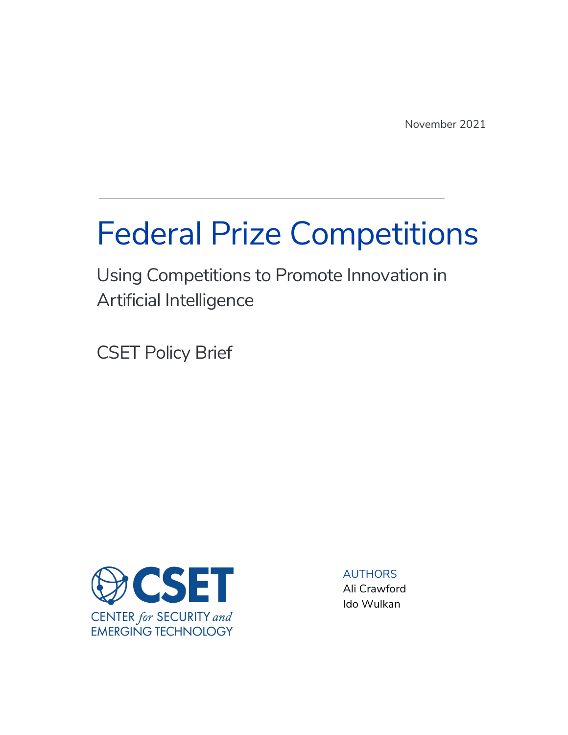November 2021

# Federal Prize Competitions

## Using Competitions to Promote Innovation in Artificial Intelligence

CSET Policy Brief

CSET
CENTER *for* SECURITY *and* EMERGING TECHNOLOGY

AUTHORS
Ali Crawford
Ido Wulkan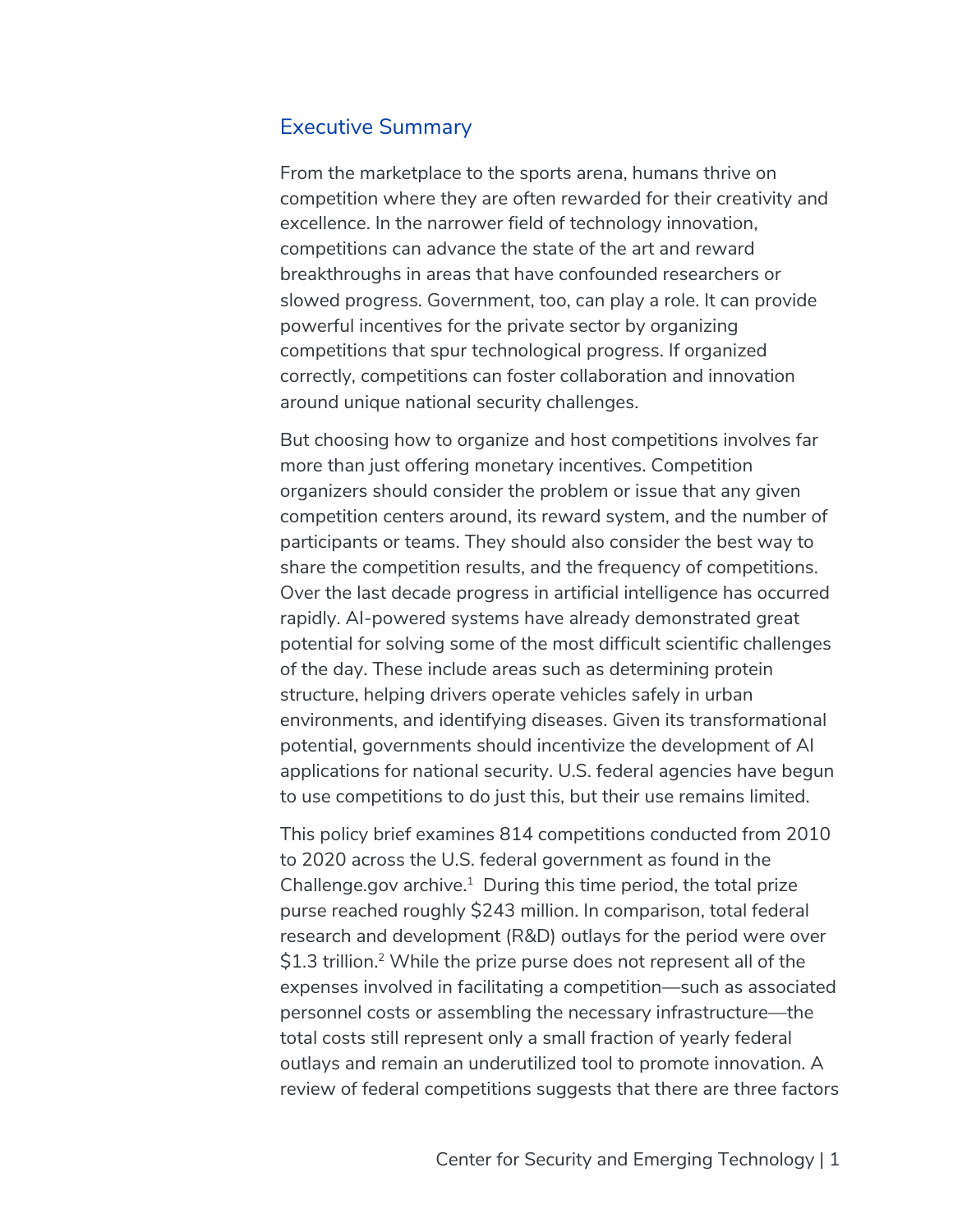## Executive Summary

From the marketplace to the sports arena, humans thrive on competition where they are often rewarded for their creativity and excellence. In the narrower field of technology innovation, competitions can advance the state of the art and reward breakthroughs in areas that have confounded researchers or slowed progress. Government, too, can play a role. It can provide powerful incentives for the private sector by organizing competitions that spur technological progress. If organized correctly, competitions can foster collaboration and innovation around unique national security challenges.

But choosing how to organize and host competitions involves far more than just offering monetary incentives. Competition organizers should consider the problem or issue that any given competition centers around, its reward system, and the number of participants or teams. They should also consider the best way to share the competition results, and the frequency of competitions. Over the last decade progress in artificial intelligence has occurred rapidly. AI-powered systems have already demonstrated great potential for solving some of the most difficult scientific challenges of the day. These include areas such as determining protein structure, helping drivers operate vehicles safely in urban environments, and identifying diseases. Given its transformational potential, governments should incentivize the development of AI applications for national security. U.S. federal agencies have begun to use competitions to do just this, but their use remains limited.

This policy brief examines 814 competitions conducted from 2010 to 2020 across the U.S. federal government as found in the Challenge.gov archive.[1] During this time period, the total prize purse reached roughly $243 million. In comparison, total federal research and development (R&D) outlays for the period were over $1.3 trillion.[2] While the prize purse does not represent all of the expenses involved in facilitating a competition—such as associated personnel costs or assembling the necessary infrastructure—the total costs still represent only a small fraction of yearly federal outlays and remain an underutilized tool to promote innovation. A review of federal competitions suggests that there are three factors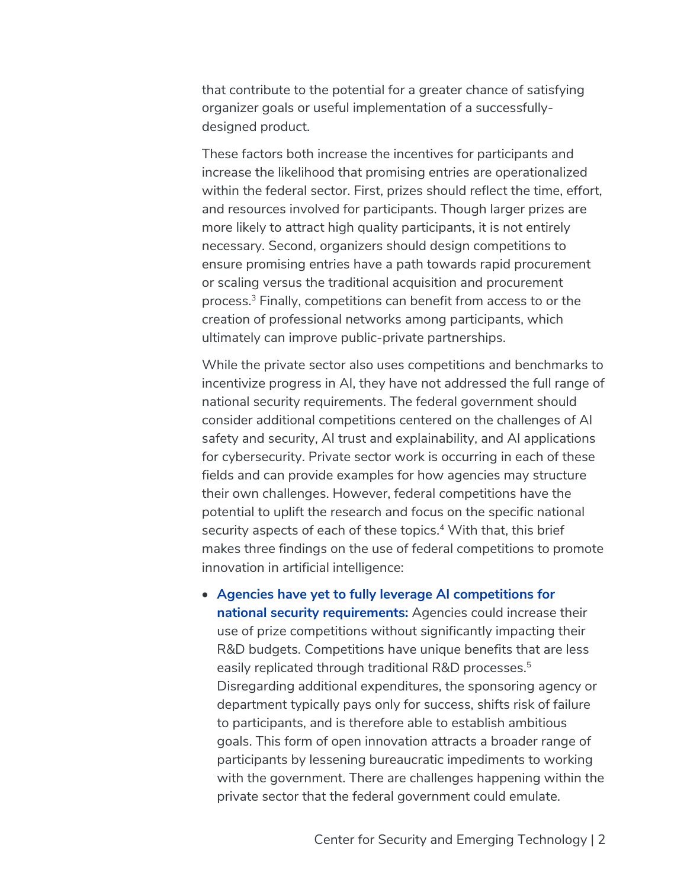that contribute to the potential for a greater chance of satisfying organizer goals or useful implementation of a successfully-designed product.

These factors both increase the incentives for participants and increase the likelihood that promising entries are operationalized within the federal sector. First, prizes should reflect the time, effort, and resources involved for participants. Though larger prizes are more likely to attract high quality participants, it is not entirely necessary. Second, organizers should design competitions to ensure promising entries have a path towards rapid procurement or scaling versus the traditional acquisition and procurement process.[3] Finally, competitions can benefit from access to or the creation of professional networks among participants, which ultimately can improve public-private partnerships.

While the private sector also uses competitions and benchmarks to incentivize progress in AI, they have not addressed the full range of national security requirements. The federal government should consider additional competitions centered on the challenges of AI safety and security, AI trust and explainability, and AI applications for cybersecurity. Private sector work is occurring in each of these fields and can provide examples for how agencies may structure their own challenges. However, federal competitions have the potential to uplift the research and focus on the specific national security aspects of each of these topics.[4] With that, this brief makes three findings on the use of federal competitions to promote innovation in artificial intelligence:

- **Agencies have yet to fully leverage AI competitions for national security requirements:** Agencies could increase their use of prize competitions without significantly impacting their R&D budgets. Competitions have unique benefits that are less easily replicated through traditional R&D processes.[5] Disregarding additional expenditures, the sponsoring agency or department typically pays only for success, shifts risk of failure to participants, and is therefore able to establish ambitious goals. This form of open innovation attracts a broader range of participants by lessening bureaucratic impediments to working with the government. There are challenges happening within the private sector that the federal government could emulate.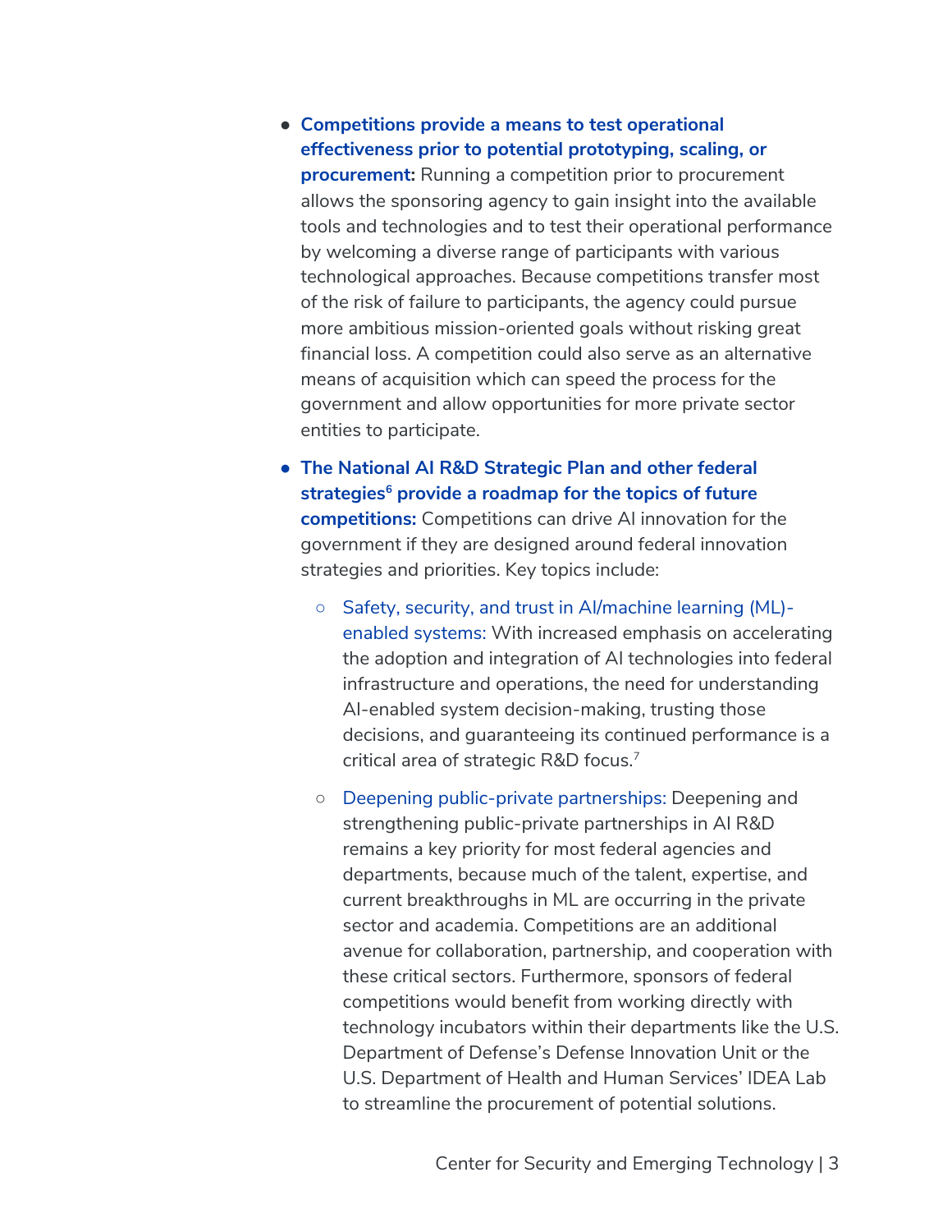- **Competitions provide a means to test operational effectiveness prior to potential prototyping, scaling, or procurement:** Running a competition prior to procurement allows the sponsoring agency to gain insight into the available tools and technologies and to test their operational performance by welcoming a diverse range of participants with various technological approaches. Because competitions transfer most of the risk of failure to participants, the agency could pursue more ambitious mission-oriented goals without risking great financial loss. A competition could also serve as an alternative means of acquisition which can speed the process for the government and allow opportunities for more private sector entities to participate.
- **The National AI R&D Strategic Plan and other federal strategies[6] provide a roadmap for the topics of future competitions:** Competitions can drive AI innovation for the government if they are designed around federal innovation strategies and priorities. Key topics include:
    - Safety, security, and trust in AI/machine learning (ML)-enabled systems: With increased emphasis on accelerating the adoption and integration of AI technologies into federal infrastructure and operations, the need for understanding AI-enabled system decision-making, trusting those decisions, and guaranteeing its continued performance is a critical area of strategic R&D focus.[7]
    - Deepening public-private partnerships: Deepening and strengthening public-private partnerships in AI R&D remains a key priority for most federal agencies and departments, because much of the talent, expertise, and current breakthroughs in ML are occurring in the private sector and academia. Competitions are an additional avenue for collaboration, partnership, and cooperation with these critical sectors. Furthermore, sponsors of federal competitions would benefit from working directly with technology incubators within their departments like the U.S. Department of Defense's Defense Innovation Unit or the U.S. Department of Health and Human Services' IDEA Lab to streamline the procurement of potential solutions.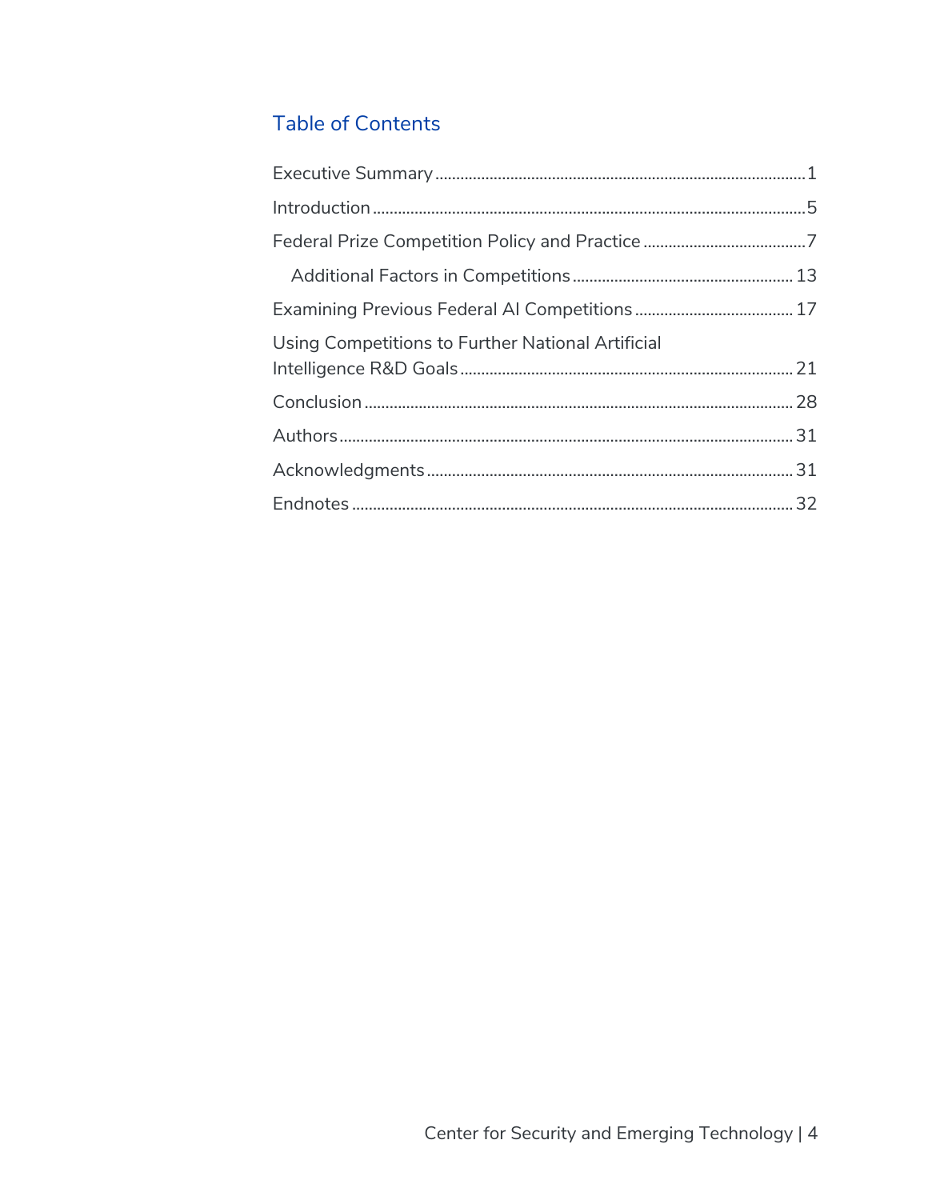## Table of Contents

Executive Summary ........................................................................................1

Introduction ........................................................................................5

Federal Prize Competition Policy and Practice ........................................7

  Additional Factors in Competitions ........................................ 13

Examining Previous Federal AI Competitions ........................................ 17

Using Competitions to Further National Artificial Intelligence R&D Goals ........................................ 21

Conclusion ........................................................................................ 28

Authors ........................................................................................ 31

Acknowledgments ........................................................................................ 31

Endnotes ........................................................................................ 32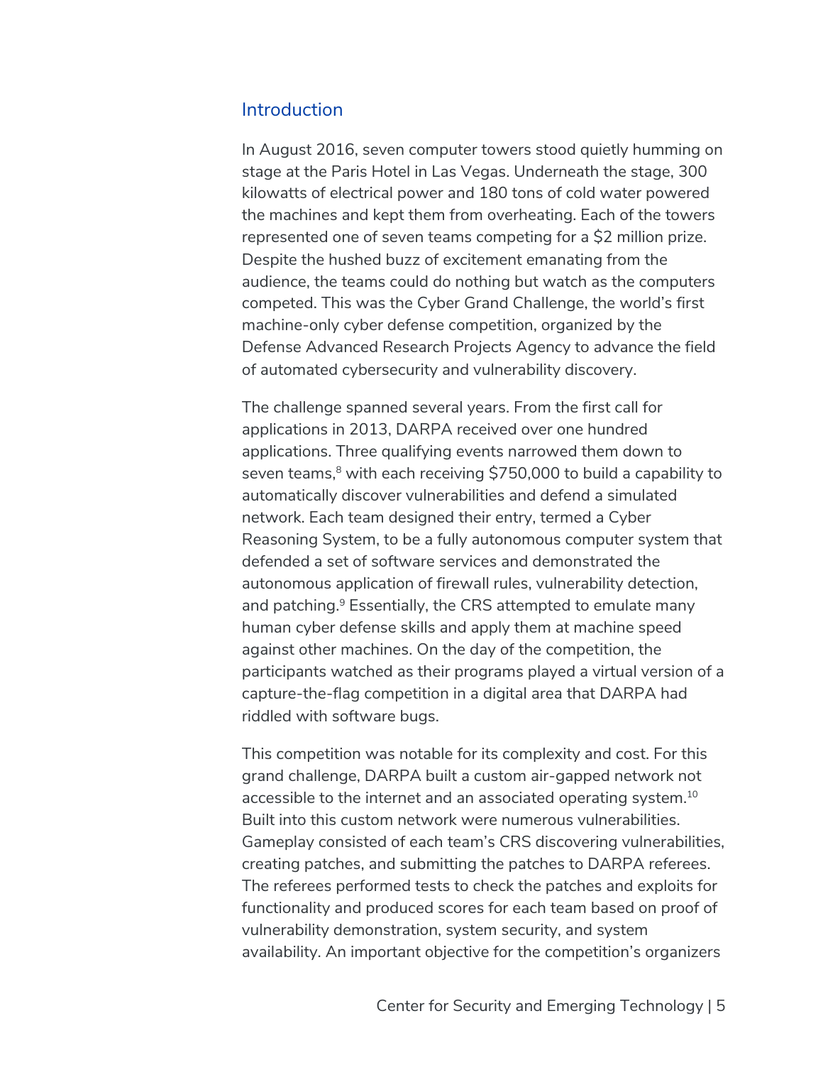## Introduction

In August 2016, seven computer towers stood quietly humming on stage at the Paris Hotel in Las Vegas. Underneath the stage, 300 kilowatts of electrical power and 180 tons of cold water powered the machines and kept them from overheating. Each of the towers represented one of seven teams competing for a $2 million prize. Despite the hushed buzz of excitement emanating from the audience, the teams could do nothing but watch as the computers competed. This was the Cyber Grand Challenge, the world's first machine-only cyber defense competition, organized by the Defense Advanced Research Projects Agency to advance the field of automated cybersecurity and vulnerability discovery.

The challenge spanned several years. From the first call for applications in 2013, DARPA received over one hundred applications. Three qualifying events narrowed them down to seven teams,[8] with each receiving $750,000 to build a capability to automatically discover vulnerabilities and defend a simulated network. Each team designed their entry, termed a Cyber Reasoning System, to be a fully autonomous computer system that defended a set of software services and demonstrated the autonomous application of firewall rules, vulnerability detection, and patching.[9] Essentially, the CRS attempted to emulate many human cyber defense skills and apply them at machine speed against other machines. On the day of the competition, the participants watched as their programs played a virtual version of a capture-the-flag competition in a digital area that DARPA had riddled with software bugs.

This competition was notable for its complexity and cost. For this grand challenge, DARPA built a custom air-gapped network not accessible to the internet and an associated operating system.[10] Built into this custom network were numerous vulnerabilities. Gameplay consisted of each team's CRS discovering vulnerabilities, creating patches, and submitting the patches to DARPA referees. The referees performed tests to check the patches and exploits for functionality and produced scores for each team based on proof of vulnerability demonstration, system security, and system availability. An important objective for the competition's organizers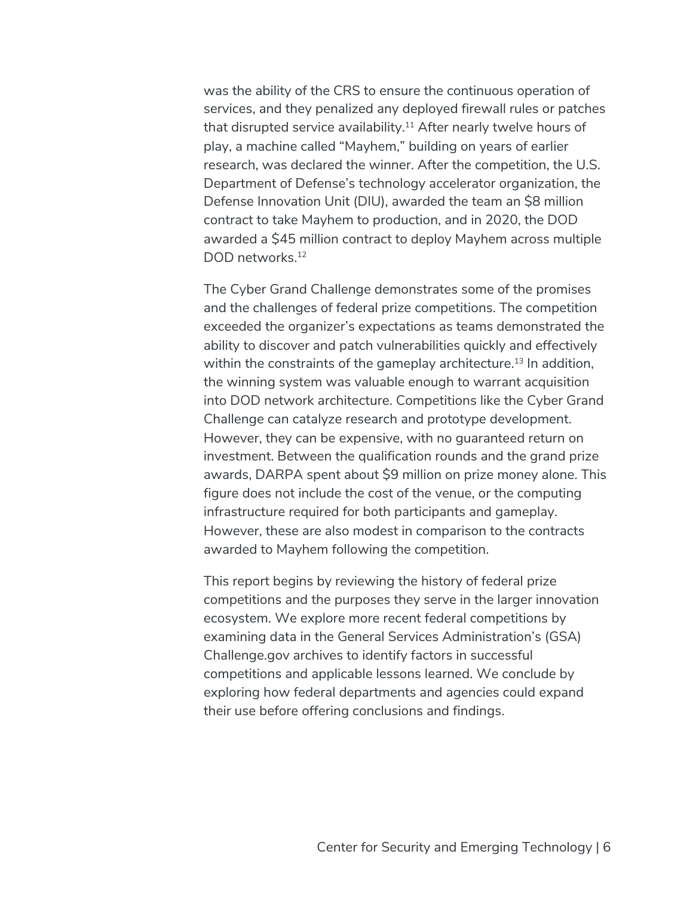was the ability of the CRS to ensure the continuous operation of services, and they penalized any deployed firewall rules or patches that disrupted service availability.[11] After nearly twelve hours of play, a machine called "Mayhem," building on years of earlier research, was declared the winner. After the competition, the U.S. Department of Defense's technology accelerator organization, the Defense Innovation Unit (DIU), awarded the team an $8 million contract to take Mayhem to production, and in 2020, the DOD awarded a $45 million contract to deploy Mayhem across multiple DOD networks.[12]

The Cyber Grand Challenge demonstrates some of the promises and the challenges of federal prize competitions. The competition exceeded the organizer's expectations as teams demonstrated the ability to discover and patch vulnerabilities quickly and effectively within the constraints of the gameplay architecture.[13] In addition, the winning system was valuable enough to warrant acquisition into DOD network architecture. Competitions like the Cyber Grand Challenge can catalyze research and prototype development. However, they can be expensive, with no guaranteed return on investment. Between the qualification rounds and the grand prize awards, DARPA spent about $9 million on prize money alone. This figure does not include the cost of the venue, or the computing infrastructure required for both participants and gameplay. However, these are also modest in comparison to the contracts awarded to Mayhem following the competition.

This report begins by reviewing the history of federal prize competitions and the purposes they serve in the larger innovation ecosystem. We explore more recent federal competitions by examining data in the General Services Administration's (GSA) Challenge.gov archives to identify factors in successful competitions and applicable lessons learned. We conclude by exploring how federal departments and agencies could expand their use before offering conclusions and findings.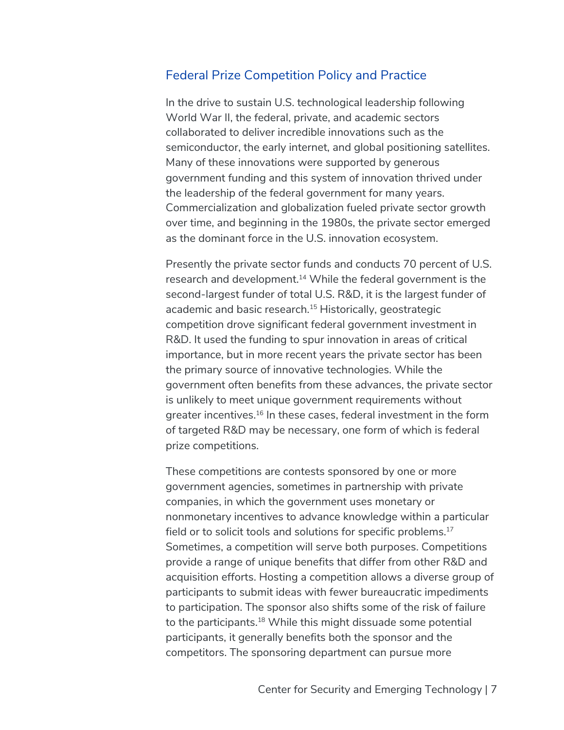## Federal Prize Competition Policy and Practice

In the drive to sustain U.S. technological leadership following World War II, the federal, private, and academic sectors collaborated to deliver incredible innovations such as the semiconductor, the early internet, and global positioning satellites. Many of these innovations were supported by generous government funding and this system of innovation thrived under the leadership of the federal government for many years. Commercialization and globalization fueled private sector growth over time, and beginning in the 1980s, the private sector emerged as the dominant force in the U.S. innovation ecosystem.

Presently the private sector funds and conducts 70 percent of U.S. research and development.[14] While the federal government is the second-largest funder of total U.S. R&D, it is the largest funder of academic and basic research.[15] Historically, geostrategic competition drove significant federal government investment in R&D. It used the funding to spur innovation in areas of critical importance, but in more recent years the private sector has been the primary source of innovative technologies. While the government often benefits from these advances, the private sector is unlikely to meet unique government requirements without greater incentives.[16] In these cases, federal investment in the form of targeted R&D may be necessary, one form of which is federal prize competitions.

These competitions are contests sponsored by one or more government agencies, sometimes in partnership with private companies, in which the government uses monetary or nonmonetary incentives to advance knowledge within a particular field or to solicit tools and solutions for specific problems.[17] Sometimes, a competition will serve both purposes. Competitions provide a range of unique benefits that differ from other R&D and acquisition efforts. Hosting a competition allows a diverse group of participants to submit ideas with fewer bureaucratic impediments to participation. The sponsor also shifts some of the risk of failure to the participants.[18] While this might dissuade some potential participants, it generally benefits both the sponsor and the competitors. The sponsoring department can pursue more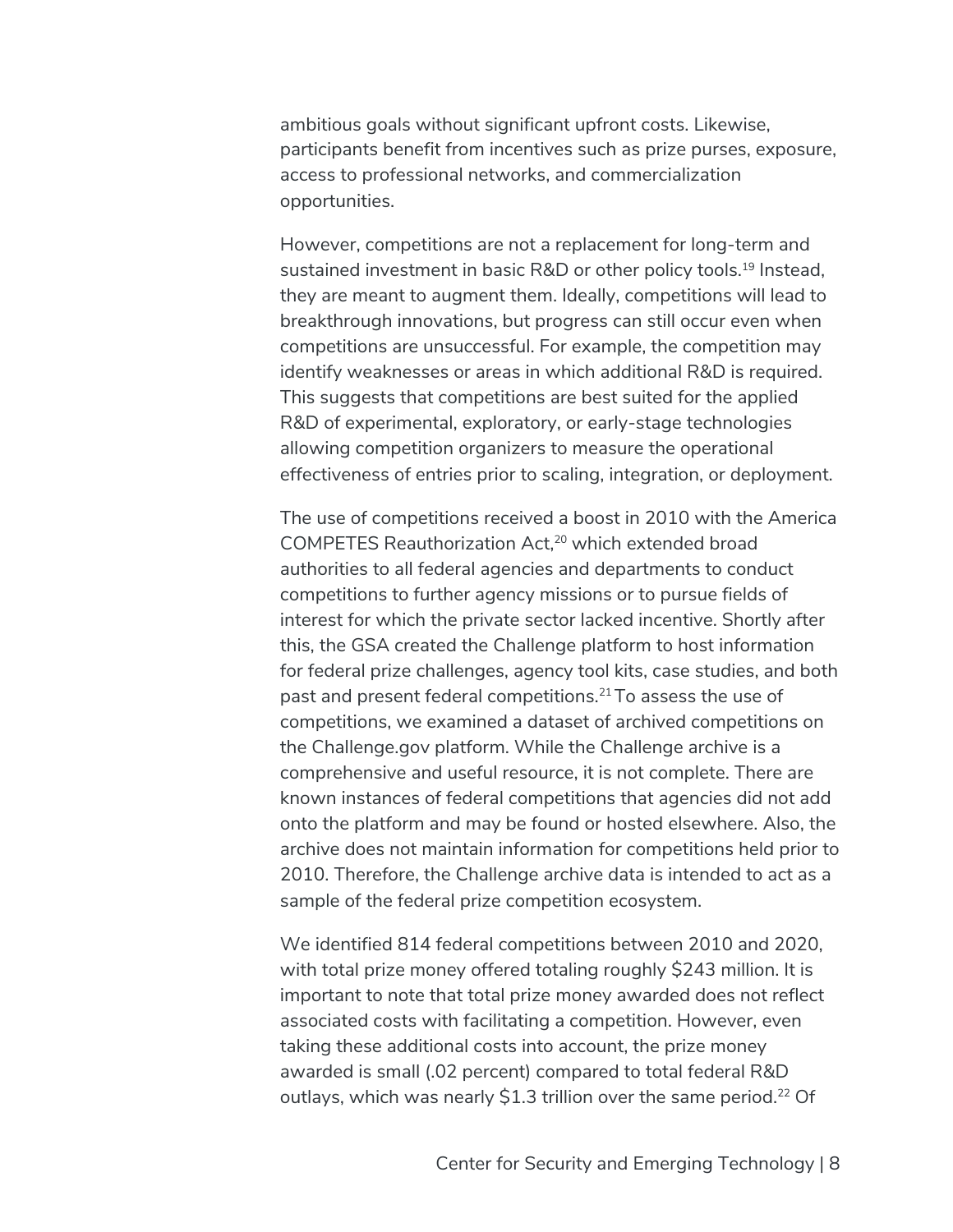ambitious goals without significant upfront costs. Likewise, participants benefit from incentives such as prize purses, exposure, access to professional networks, and commercialization opportunities.

However, competitions are not a replacement for long-term and sustained investment in basic R&D or other policy tools.[19] Instead, they are meant to augment them. Ideally, competitions will lead to breakthrough innovations, but progress can still occur even when competitions are unsuccessful. For example, the competition may identify weaknesses or areas in which additional R&D is required. This suggests that competitions are best suited for the applied R&D of experimental, exploratory, or early-stage technologies allowing competition organizers to measure the operational effectiveness of entries prior to scaling, integration, or deployment.

The use of competitions received a boost in 2010 with the America COMPETES Reauthorization Act,[20] which extended broad authorities to all federal agencies and departments to conduct competitions to further agency missions or to pursue fields of interest for which the private sector lacked incentive. Shortly after this, the GSA created the Challenge platform to host information for federal prize challenges, agency tool kits, case studies, and both past and present federal competitions.[21] To assess the use of competitions, we examined a dataset of archived competitions on the Challenge.gov platform. While the Challenge archive is a comprehensive and useful resource, it is not complete. There are known instances of federal competitions that agencies did not add onto the platform and may be found or hosted elsewhere. Also, the archive does not maintain information for competitions held prior to 2010. Therefore, the Challenge archive data is intended to act as a sample of the federal prize competition ecosystem.

We identified 814 federal competitions between 2010 and 2020, with total prize money offered totaling roughly $243 million. It is important to note that total prize money awarded does not reflect associated costs with facilitating a competition. However, even taking these additional costs into account, the prize money awarded is small (.02 percent) compared to total federal R&D outlays, which was nearly $1.3 trillion over the same period.[22] Of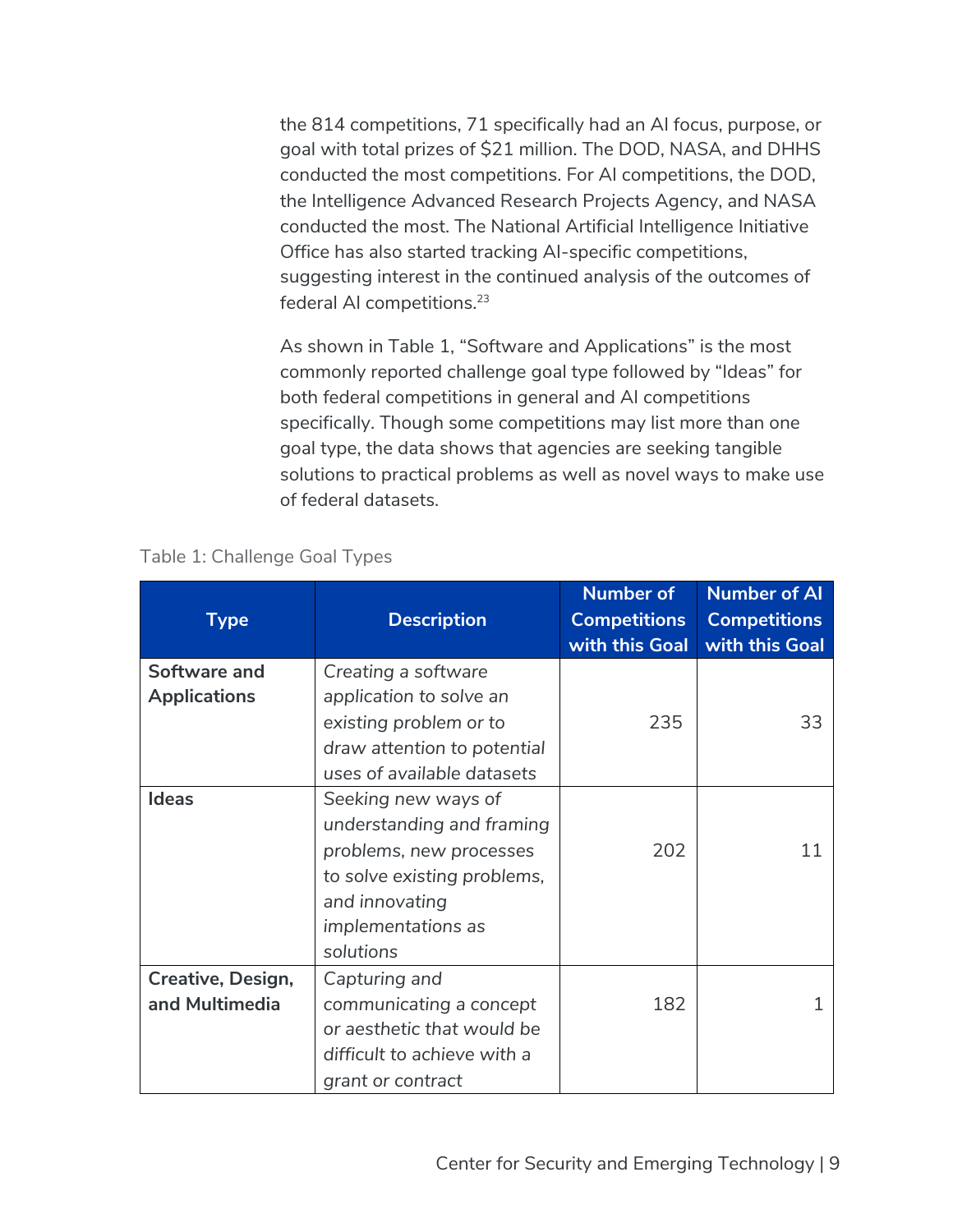the 814 competitions, 71 specifically had an AI focus, purpose, or goal with total prizes of $21 million. The DOD, NASA, and DHHS conducted the most competitions. For AI competitions, the DOD, the Intelligence Advanced Research Projects Agency, and NASA conducted the most. The National Artificial Intelligence Initiative Office has also started tracking AI-specific competitions, suggesting interest in the continued analysis of the outcomes of federal AI competitions.[23]

As shown in Table 1, "Software and Applications" is the most commonly reported challenge goal type followed by "Ideas" for both federal competitions in general and AI competitions specifically. Though some competitions may list more than one goal type, the data shows that agencies are seeking tangible solutions to practical problems as well as novel ways to make use of federal datasets.

Table 1: Challenge Goal Types

| Type | Description | Number of Competitions with this Goal | Number of AI Competitions with this Goal |
|---|---|---|---|
| **Software and Applications** | *Creating a software application to solve an existing problem or to draw attention to potential uses of available datasets* | 235 | 33 |
| **Ideas** | *Seeking new ways of understanding and framing problems, new processes to solve existing problems, and innovating implementations as solutions* | 202 | 11 |
| **Creative, Design, and Multimedia** | *Capturing and communicating a concept or aesthetic that would be difficult to achieve with a grant or contract* | 182 | 1 |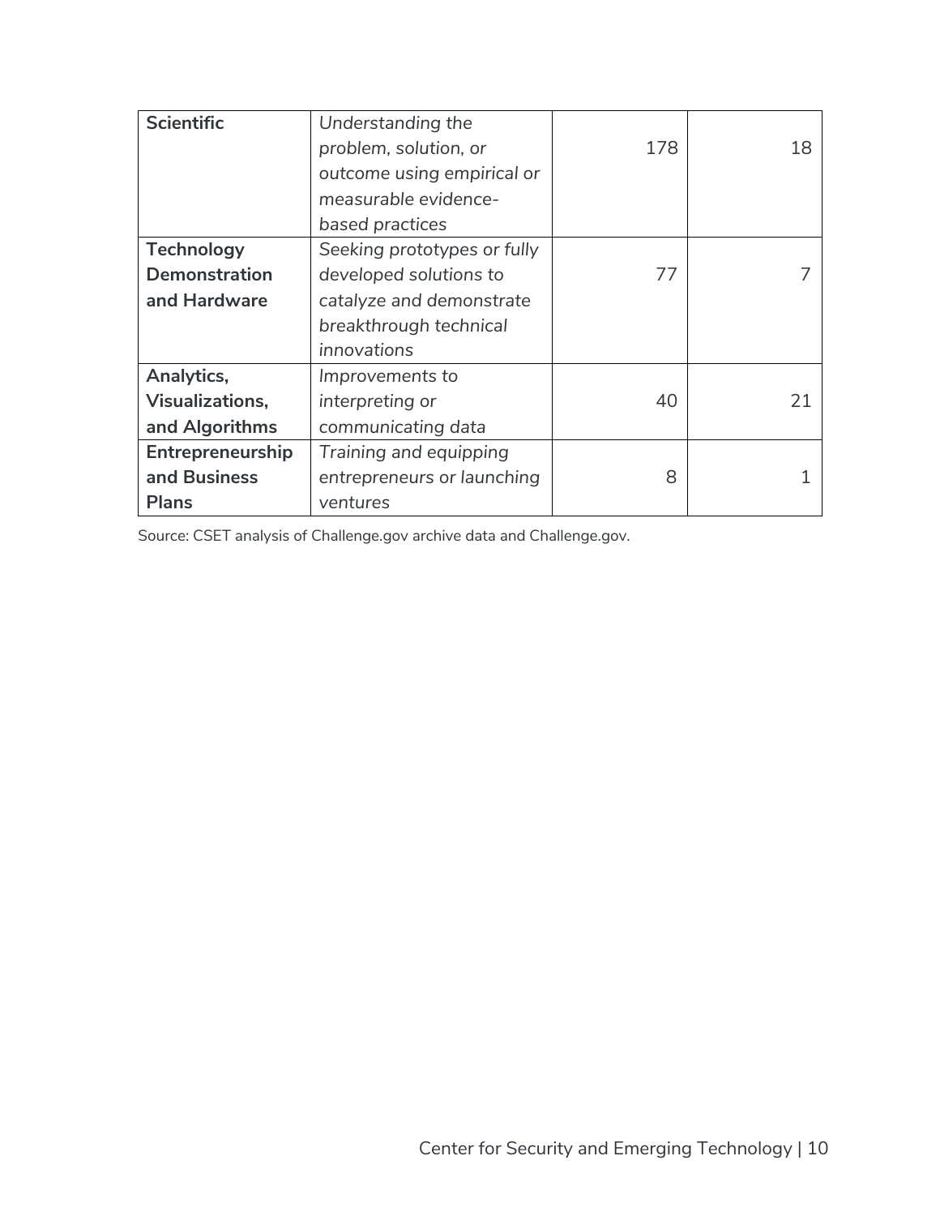| | | | |
|---|---|---|---|
| **Scientific** | *Understanding the problem, solution, or outcome using empirical or measurable evidence-based practices* | 178 | 18 |
| **Technology Demonstration and Hardware** | *Seeking prototypes or fully developed solutions to catalyze and demonstrate breakthrough technical innovations* | 77 | 7 |
| **Analytics, Visualizations, and Algorithms** | *Improvements to interpreting or communicating data* | 40 | 21 |
| **Entrepreneurship and Business Plans** | *Training and equipping entrepreneurs or launching ventures* | 8 | 1 |

Source: CSET analysis of Challenge.gov archive data and Challenge.gov.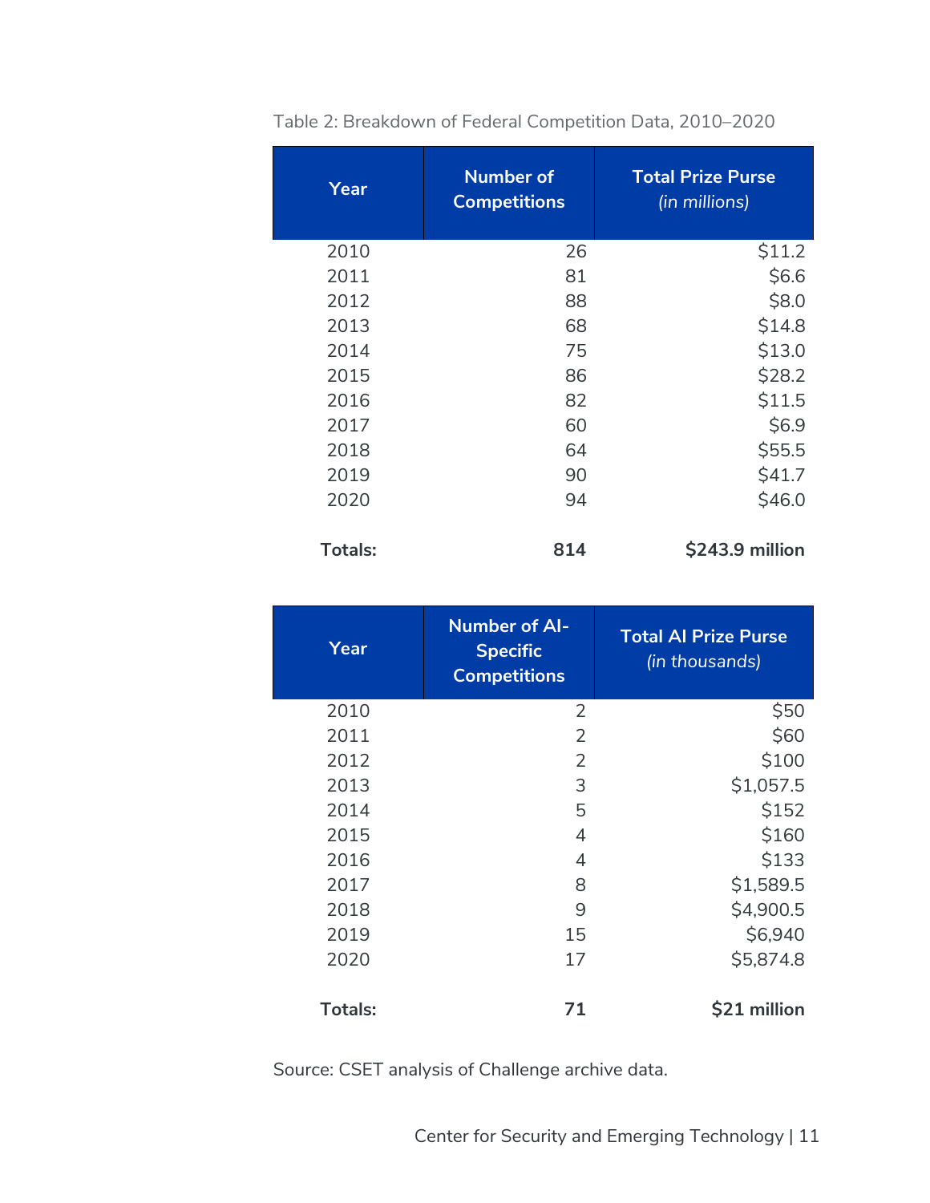Table 2: Breakdown of Federal Competition Data, 2010–2020

| Year | Number of Competitions | Total Prize Purse *(in millions)* |
|---|---:|---:|
| 2010 | 26 | $11.2 |
| 2011 | 81 | $6.6 |
| 2012 | 88 | $8.0 |
| 2013 | 68 | $14.8 |
| 2014 | 75 | $13.0 |
| 2015 | 86 | $28.2 |
| 2016 | 82 | $11.5 |
| 2017 | 60 | $6.9 |
| 2018 | 64 | $55.5 |
| 2019 | 90 | $41.7 |
| 2020 | 94 | $46.0 |
| **Totals:** | **814** | **$243.9 million** |

| Year | Number of AI-Specific Competitions | Total AI Prize Purse *(in thousands)* |
|---|---:|---:|
| 2010 | 2 | $50 |
| 2011 | 2 | $60 |
| 2012 | 2 | $100 |
| 2013 | 3 | $1,057.5 |
| 2014 | 5 | $152 |
| 2015 | 4 | $160 |
| 2016 | 4 | $133 |
| 2017 | 8 | $1,589.5 |
| 2018 | 9 | $4,900.5 |
| 2019 | 15 | $6,940 |
| 2020 | 17 | $5,874.8 |
| **Totals:** | **71** | **$21 million** |

Source: CSET analysis of Challenge archive data.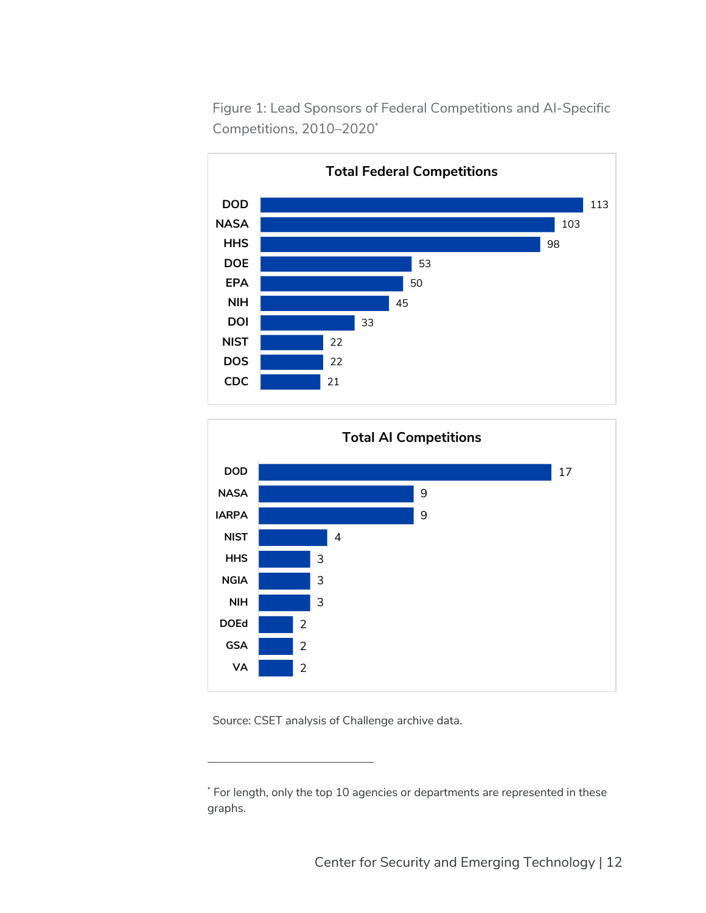Figure 1: Lead Sponsors of Federal Competitions and AI-Specific Competitions, 2010–2020[*]

**Total Federal Competitions**

| Agency | Competitions |
|---|---|
| DOD | 113 |
| NASA | 103 |
| HHS | 98 |
| DOE | 53 |
| EPA | 50 |
| NIH | 45 |
| DOI | 33 |
| NIST | 22 |
| DOS | 22 |
| CDC | 21 |

**Total AI Competitions**

| Agency | Competitions |
|---|---|
| DOD | 17 |
| NASA | 9 |
| IARPA | 9 |
| NIST | 4 |
| HHS | 3 |
| NGIA | 3 |
| NIH | 3 |
| DOEd | 2 |
| GSA | 2 |
| VA | 2 |

Source: CSET analysis of Challenge archive data.

---

[*] For length, only the top 10 agencies or departments are represented in these graphs.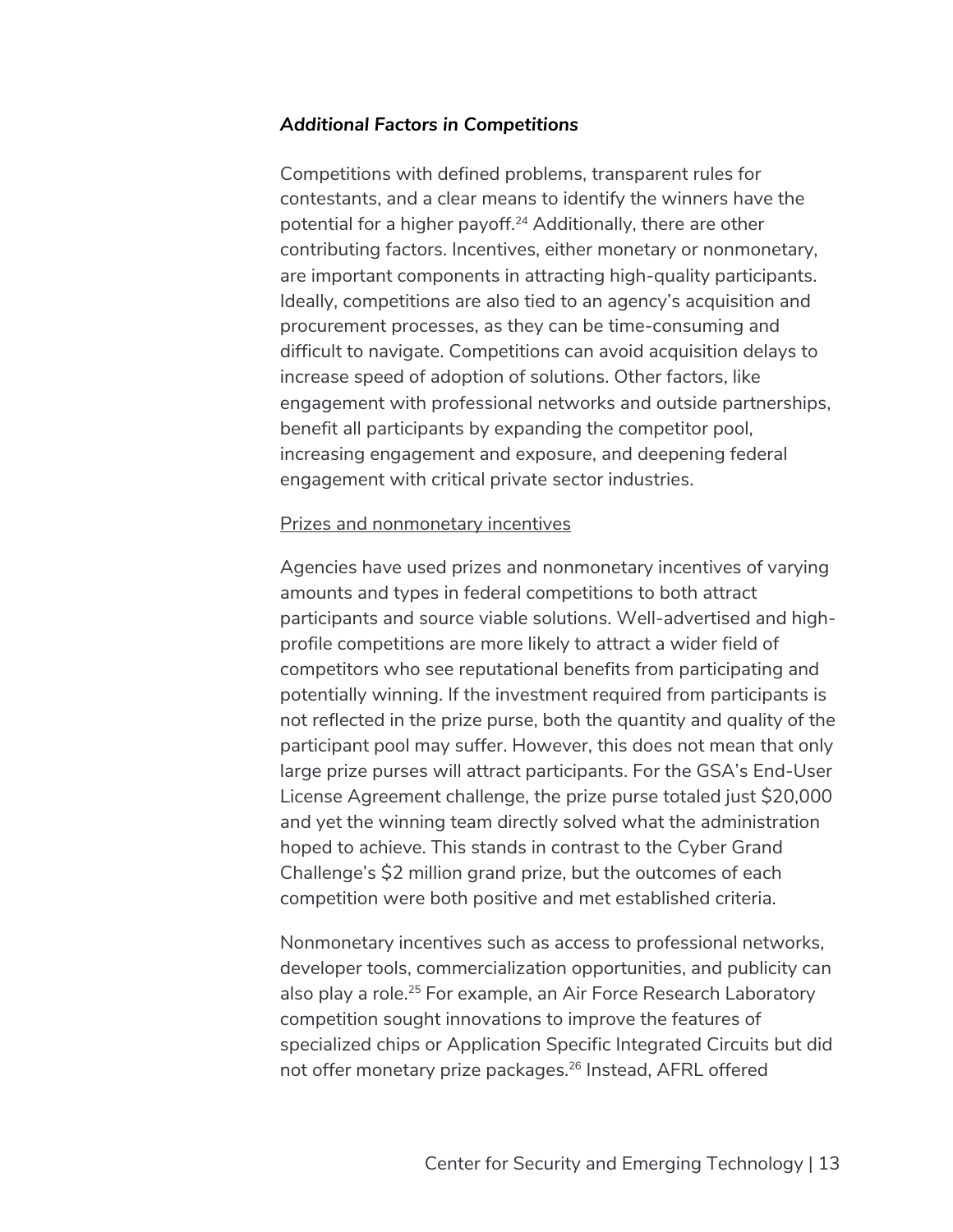### *Additional Factors in Competitions*

Competitions with defined problems, transparent rules for contestants, and a clear means to identify the winners have the potential for a higher payoff.[24] Additionally, there are other contributing factors. Incentives, either monetary or nonmonetary, are important components in attracting high-quality participants. Ideally, competitions are also tied to an agency's acquisition and procurement processes, as they can be time-consuming and difficult to navigate. Competitions can avoid acquisition delays to increase speed of adoption of solutions. Other factors, like engagement with professional networks and outside partnerships, benefit all participants by expanding the competitor pool, increasing engagement and exposure, and deepening federal engagement with critical private sector industries.

<u>Prizes and nonmonetary incentives</u>

Agencies have used prizes and nonmonetary incentives of varying amounts and types in federal competitions to both attract participants and source viable solutions. Well-advertised and high-profile competitions are more likely to attract a wider field of competitors who see reputational benefits from participating and potentially winning. If the investment required from participants is not reflected in the prize purse, both the quantity and quality of the participant pool may suffer. However, this does not mean that only large prize purses will attract participants. For the GSA's End-User License Agreement challenge, the prize purse totaled just $20,000 and yet the winning team directly solved what the administration hoped to achieve. This stands in contrast to the Cyber Grand Challenge's $2 million grand prize, but the outcomes of each competition were both positive and met established criteria.

Nonmonetary incentives such as access to professional networks, developer tools, commercialization opportunities, and publicity can also play a role.[25] For example, an Air Force Research Laboratory competition sought innovations to improve the features of specialized chips or Application Specific Integrated Circuits but did not offer monetary prize packages.[26] Instead, AFRL offered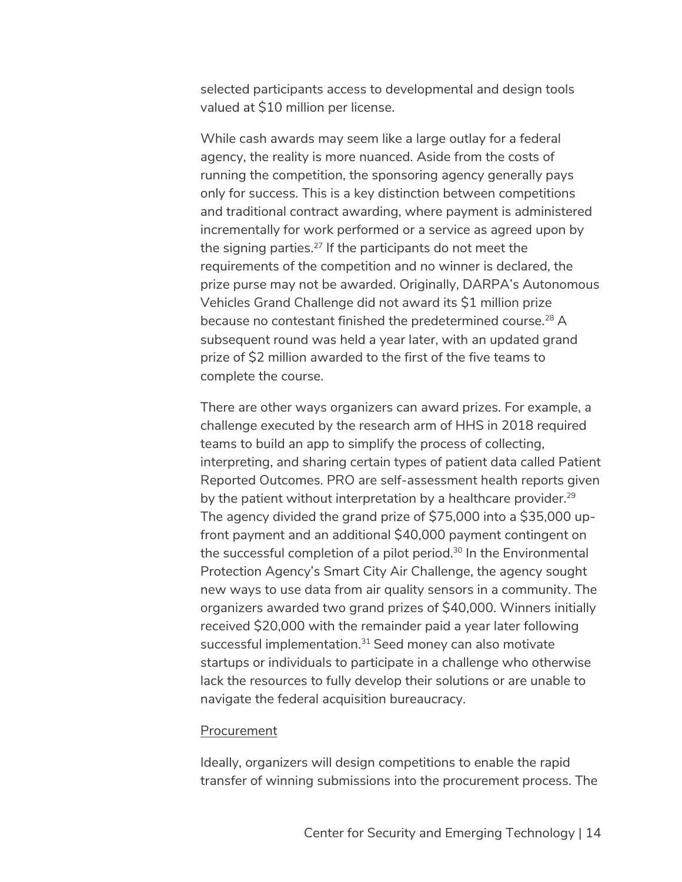selected participants access to developmental and design tools valued at $10 million per license.

While cash awards may seem like a large outlay for a federal agency, the reality is more nuanced. Aside from the costs of running the competition, the sponsoring agency generally pays only for success. This is a key distinction between competitions and traditional contract awarding, where payment is administered incrementally for work performed or a service as agreed upon by the signing parties.[27] If the participants do not meet the requirements of the competition and no winner is declared, the prize purse may not be awarded. Originally, DARPA's Autonomous Vehicles Grand Challenge did not award its $1 million prize because no contestant finished the predetermined course.[28] A subsequent round was held a year later, with an updated grand prize of $2 million awarded to the first of the five teams to complete the course.

There are other ways organizers can award prizes. For example, a challenge executed by the research arm of HHS in 2018 required teams to build an app to simplify the process of collecting, interpreting, and sharing certain types of patient data called Patient Reported Outcomes. PRO are self-assessment health reports given by the patient without interpretation by a healthcare provider.[29] The agency divided the grand prize of $75,000 into a $35,000 up-front payment and an additional $40,000 payment contingent on the successful completion of a pilot period.[30] In the Environmental Protection Agency's Smart City Air Challenge, the agency sought new ways to use data from air quality sensors in a community. The organizers awarded two grand prizes of $40,000. Winners initially received $20,000 with the remainder paid a year later following successful implementation.[31] Seed money can also motivate startups or individuals to participate in a challenge who otherwise lack the resources to fully develop their solutions or are unable to navigate the federal acquisition bureaucracy.

Procurement

Ideally, organizers will design competitions to enable the rapid transfer of winning submissions into the procurement process. The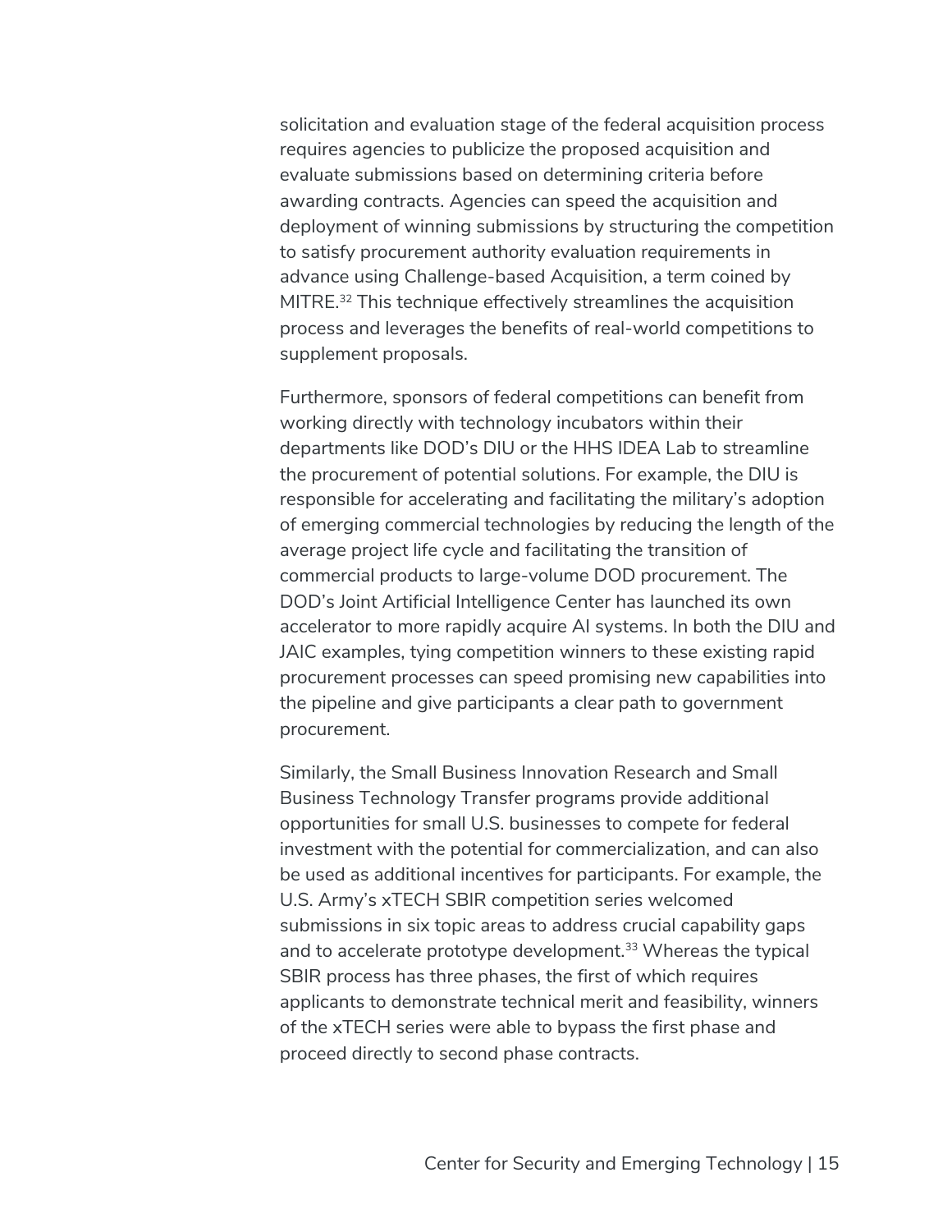solicitation and evaluation stage of the federal acquisition process requires agencies to publicize the proposed acquisition and evaluate submissions based on determining criteria before awarding contracts. Agencies can speed the acquisition and deployment of winning submissions by structuring the competition to satisfy procurement authority evaluation requirements in advance using Challenge-based Acquisition, a term coined by MITRE.[32] This technique effectively streamlines the acquisition process and leverages the benefits of real-world competitions to supplement proposals.

Furthermore, sponsors of federal competitions can benefit from working directly with technology incubators within their departments like DOD's DIU or the HHS IDEA Lab to streamline the procurement of potential solutions. For example, the DIU is responsible for accelerating and facilitating the military's adoption of emerging commercial technologies by reducing the length of the average project life cycle and facilitating the transition of commercial products to large-volume DOD procurement. The DOD's Joint Artificial Intelligence Center has launched its own accelerator to more rapidly acquire AI systems. In both the DIU and JAIC examples, tying competition winners to these existing rapid procurement processes can speed promising new capabilities into the pipeline and give participants a clear path to government procurement.

Similarly, the Small Business Innovation Research and Small Business Technology Transfer programs provide additional opportunities for small U.S. businesses to compete for federal investment with the potential for commercialization, and can also be used as additional incentives for participants. For example, the U.S. Army's xTECH SBIR competition series welcomed submissions in six topic areas to address crucial capability gaps and to accelerate prototype development.[33] Whereas the typical SBIR process has three phases, the first of which requires applicants to demonstrate technical merit and feasibility, winners of the xTECH series were able to bypass the first phase and proceed directly to second phase contracts.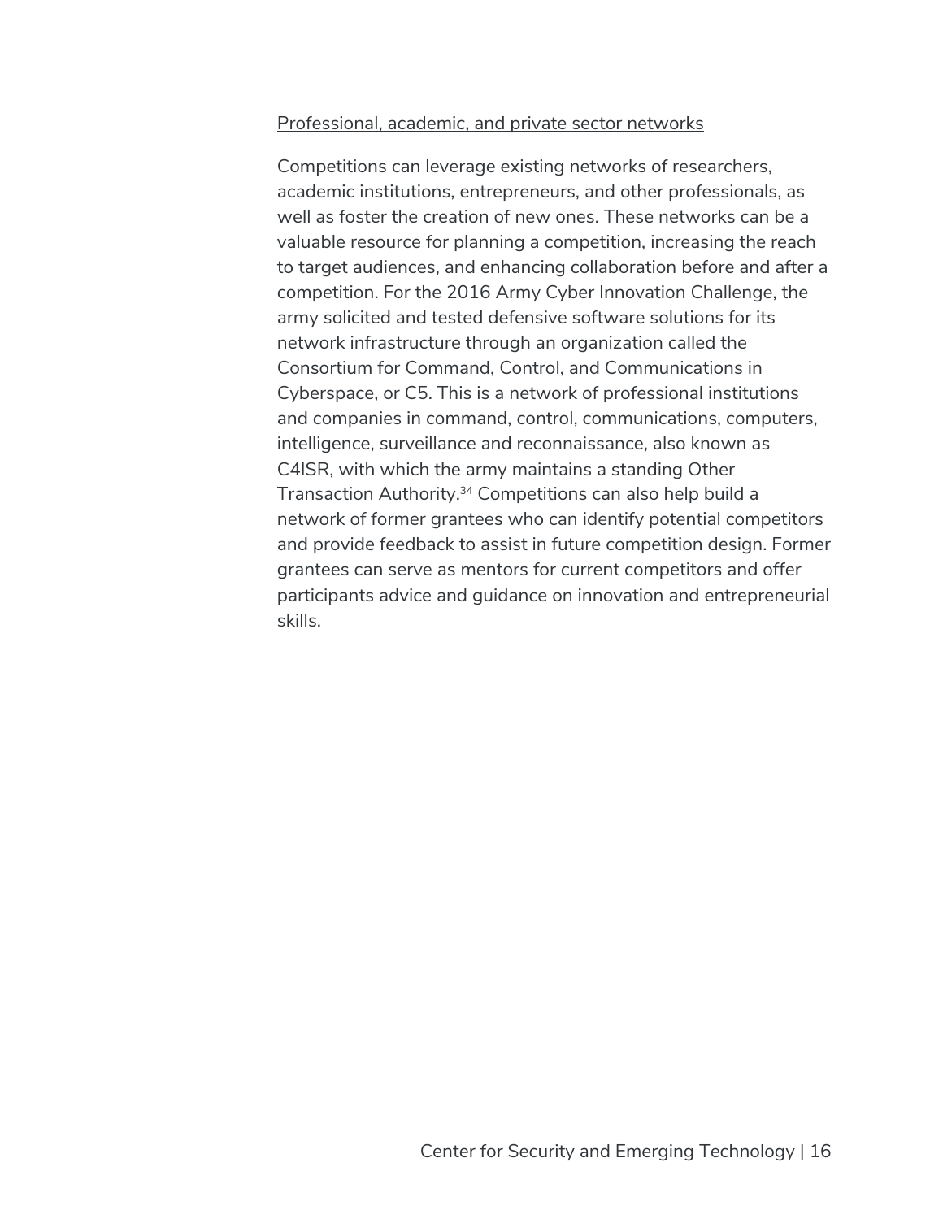Professional, academic, and private sector networks

Competitions can leverage existing networks of researchers, academic institutions, entrepreneurs, and other professionals, as well as foster the creation of new ones. These networks can be a valuable resource for planning a competition, increasing the reach to target audiences, and enhancing collaboration before and after a competition. For the 2016 Army Cyber Innovation Challenge, the army solicited and tested defensive software solutions for its network infrastructure through an organization called the Consortium for Command, Control, and Communications in Cyberspace, or C5. This is a network of professional institutions and companies in command, control, communications, computers, intelligence, surveillance and reconnaissance, also known as C4ISR, with which the army maintains a standing Other Transaction Authority.[34] Competitions can also help build a network of former grantees who can identify potential competitors and provide feedback to assist in future competition design. Former grantees can serve as mentors for current competitors and offer participants advice and guidance on innovation and entrepreneurial skills.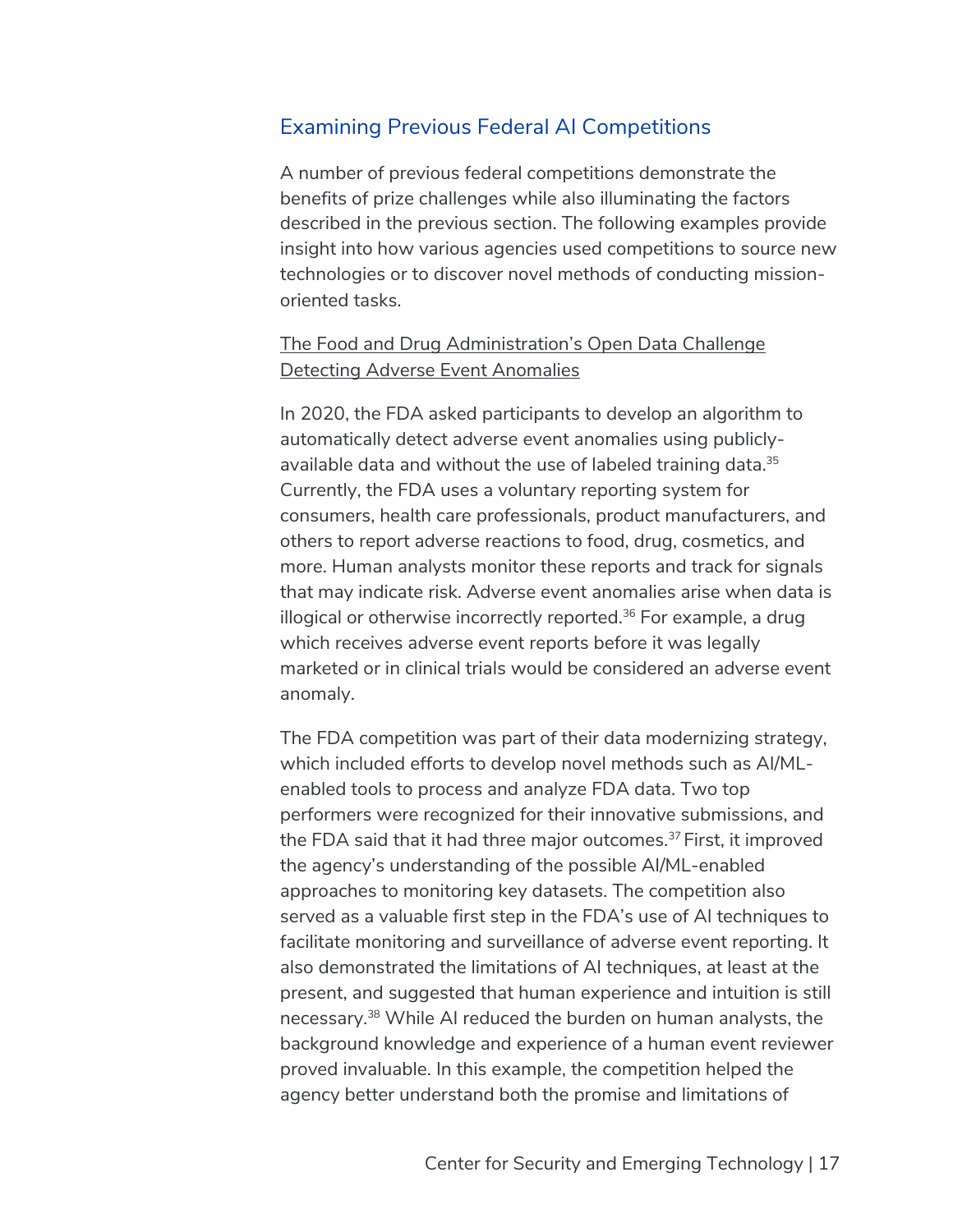## Examining Previous Federal AI Competitions

A number of previous federal competitions demonstrate the benefits of prize challenges while also illuminating the factors described in the previous section. The following examples provide insight into how various agencies used competitions to source new technologies or to discover novel methods of conducting mission-oriented tasks.

### The Food and Drug Administration's Open Data Challenge Detecting Adverse Event Anomalies

In 2020, the FDA asked participants to develop an algorithm to automatically detect adverse event anomalies using publicly-available data and without the use of labeled training data.[35] Currently, the FDA uses a voluntary reporting system for consumers, health care professionals, product manufacturers, and others to report adverse reactions to food, drug, cosmetics, and more. Human analysts monitor these reports and track for signals that may indicate risk. Adverse event anomalies arise when data is illogical or otherwise incorrectly reported.[36] For example, a drug which receives adverse event reports before it was legally marketed or in clinical trials would be considered an adverse event anomaly.

The FDA competition was part of their data modernizing strategy, which included efforts to develop novel methods such as AI/ML-enabled tools to process and analyze FDA data. Two top performers were recognized for their innovative submissions, and the FDA said that it had three major outcomes.[37] First, it improved the agency's understanding of the possible AI/ML-enabled approaches to monitoring key datasets. The competition also served as a valuable first step in the FDA's use of AI techniques to facilitate monitoring and surveillance of adverse event reporting. It also demonstrated the limitations of AI techniques, at least at the present, and suggested that human experience and intuition is still necessary.[38] While AI reduced the burden on human analysts, the background knowledge and experience of a human event reviewer proved invaluable. In this example, the competition helped the agency better understand both the promise and limitations of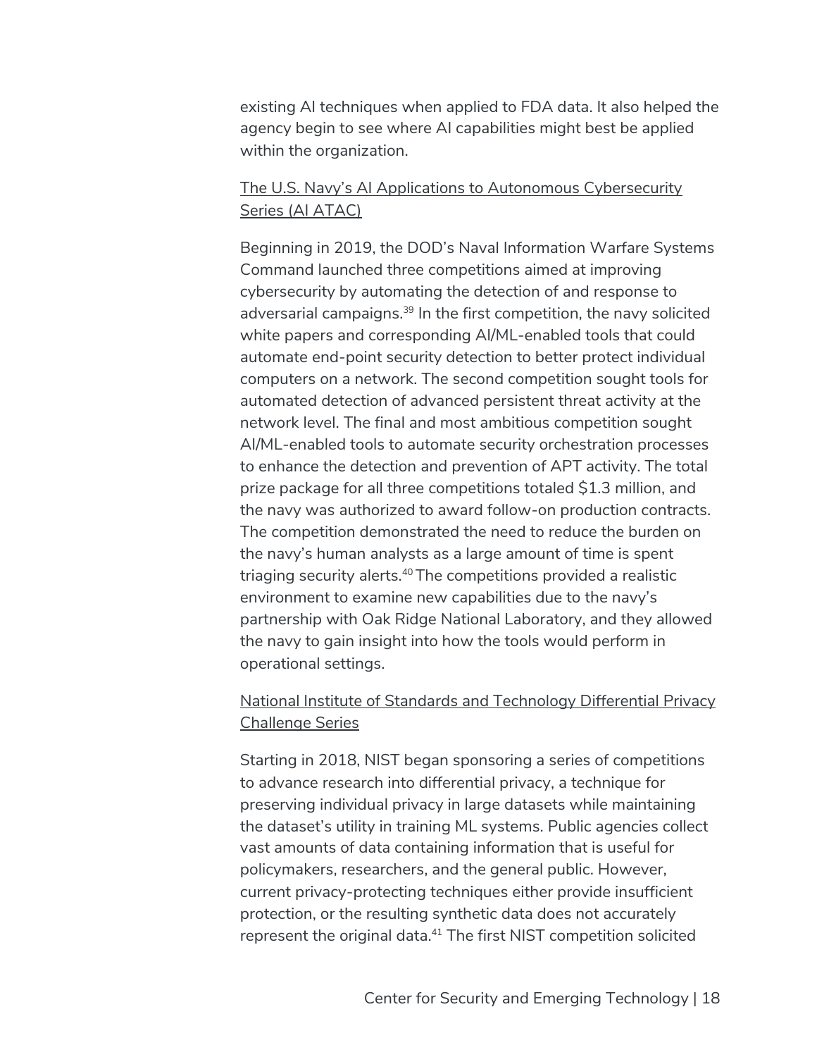existing AI techniques when applied to FDA data. It also helped the agency begin to see where AI capabilities might best be applied within the organization.

### The U.S. Navy's AI Applications to Autonomous Cybersecurity Series (AI ATAC)

Beginning in 2019, the DOD's Naval Information Warfare Systems Command launched three competitions aimed at improving cybersecurity by automating the detection of and response to adversarial campaigns.[39] In the first competition, the navy solicited white papers and corresponding AI/ML-enabled tools that could automate end-point security detection to better protect individual computers on a network. The second competition sought tools for automated detection of advanced persistent threat activity at the network level. The final and most ambitious competition sought AI/ML-enabled tools to automate security orchestration processes to enhance the detection and prevention of APT activity. The total prize package for all three competitions totaled $1.3 million, and the navy was authorized to award follow-on production contracts. The competition demonstrated the need to reduce the burden on the navy's human analysts as a large amount of time is spent triaging security alerts.[40] The competitions provided a realistic environment to examine new capabilities due to the navy's partnership with Oak Ridge National Laboratory, and they allowed the navy to gain insight into how the tools would perform in operational settings.

### National Institute of Standards and Technology Differential Privacy Challenge Series

Starting in 2018, NIST began sponsoring a series of competitions to advance research into differential privacy, a technique for preserving individual privacy in large datasets while maintaining the dataset's utility in training ML systems. Public agencies collect vast amounts of data containing information that is useful for policymakers, researchers, and the general public. However, current privacy-protecting techniques either provide insufficient protection, or the resulting synthetic data does not accurately represent the original data.[41] The first NIST competition solicited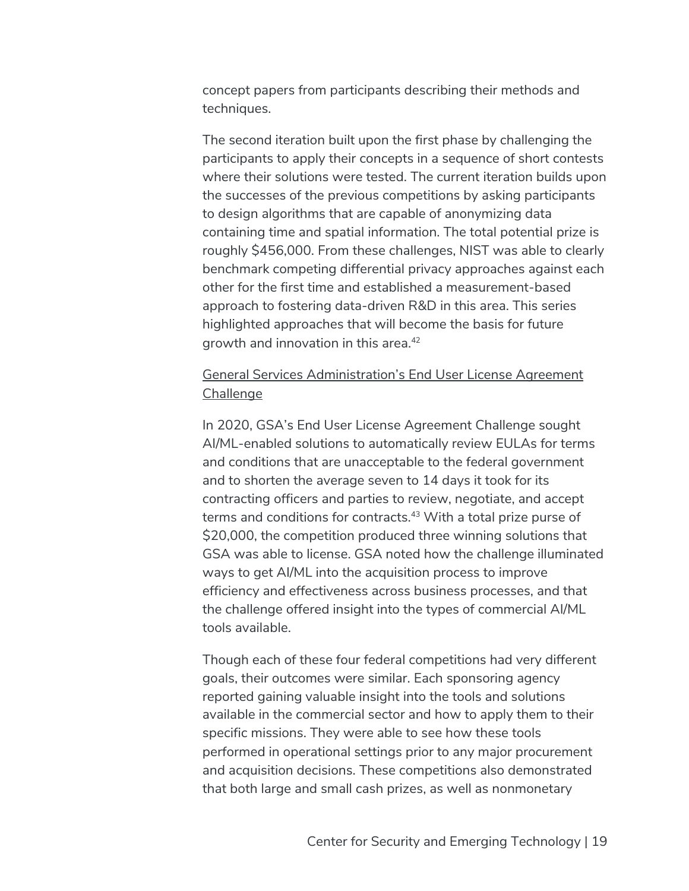concept papers from participants describing their methods and techniques.

The second iteration built upon the first phase by challenging the participants to apply their concepts in a sequence of short contests where their solutions were tested. The current iteration builds upon the successes of the previous competitions by asking participants to design algorithms that are capable of anonymizing data containing time and spatial information. The total potential prize is roughly $456,000. From these challenges, NIST was able to clearly benchmark competing differential privacy approaches against each other for the first time and established a measurement-based approach to fostering data-driven R&D in this area. This series highlighted approaches that will become the basis for future growth and innovation in this area.[42]

<u>General Services Administration's End User License Agreement Challenge</u>

In 2020, GSA's End User License Agreement Challenge sought AI/ML-enabled solutions to automatically review EULAs for terms and conditions that are unacceptable to the federal government and to shorten the average seven to 14 days it took for its contracting officers and parties to review, negotiate, and accept terms and conditions for contracts.[43] With a total prize purse of $20,000, the competition produced three winning solutions that GSA was able to license. GSA noted how the challenge illuminated ways to get AI/ML into the acquisition process to improve efficiency and effectiveness across business processes, and that the challenge offered insight into the types of commercial AI/ML tools available.

Though each of these four federal competitions had very different goals, their outcomes were similar. Each sponsoring agency reported gaining valuable insight into the tools and solutions available in the commercial sector and how to apply them to their specific missions. They were able to see how these tools performed in operational settings prior to any major procurement and acquisition decisions. These competitions also demonstrated that both large and small cash prizes, as well as nonmonetary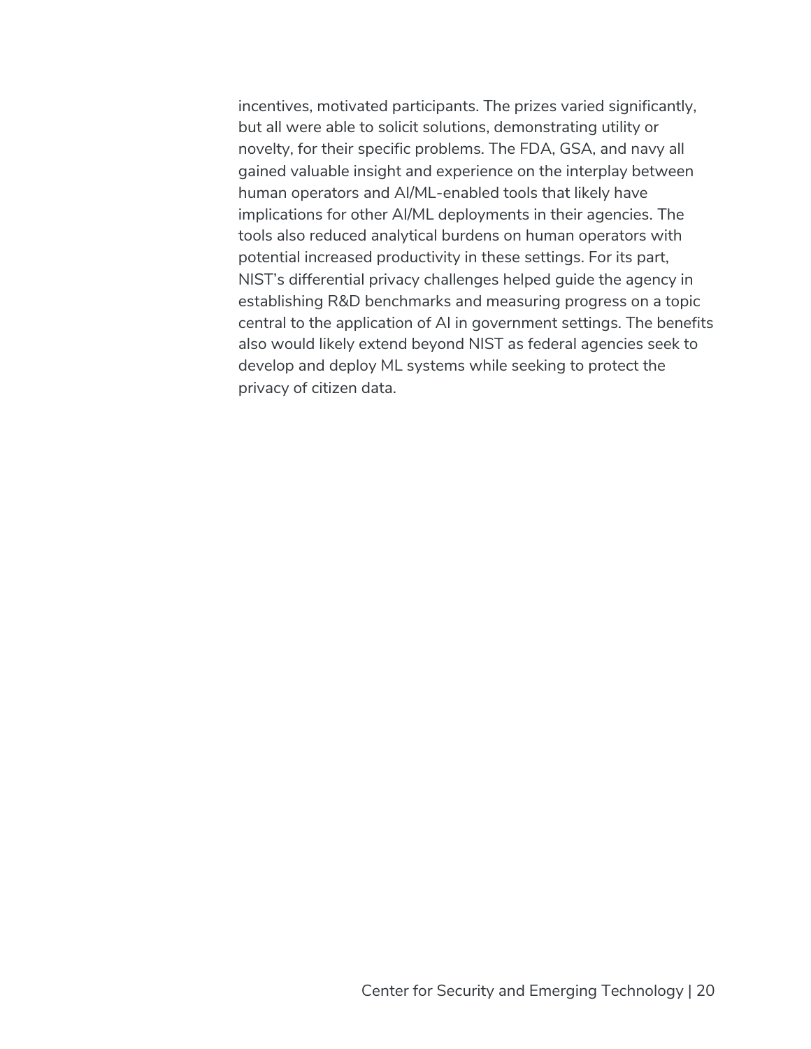incentives, motivated participants. The prizes varied significantly, but all were able to solicit solutions, demonstrating utility or novelty, for their specific problems. The FDA, GSA, and navy all gained valuable insight and experience on the interplay between human operators and AI/ML-enabled tools that likely have implications for other AI/ML deployments in their agencies. The tools also reduced analytical burdens on human operators with potential increased productivity in these settings. For its part, NIST's differential privacy challenges helped guide the agency in establishing R&D benchmarks and measuring progress on a topic central to the application of AI in government settings. The benefits also would likely extend beyond NIST as federal agencies seek to develop and deploy ML systems while seeking to protect the privacy of citizen data.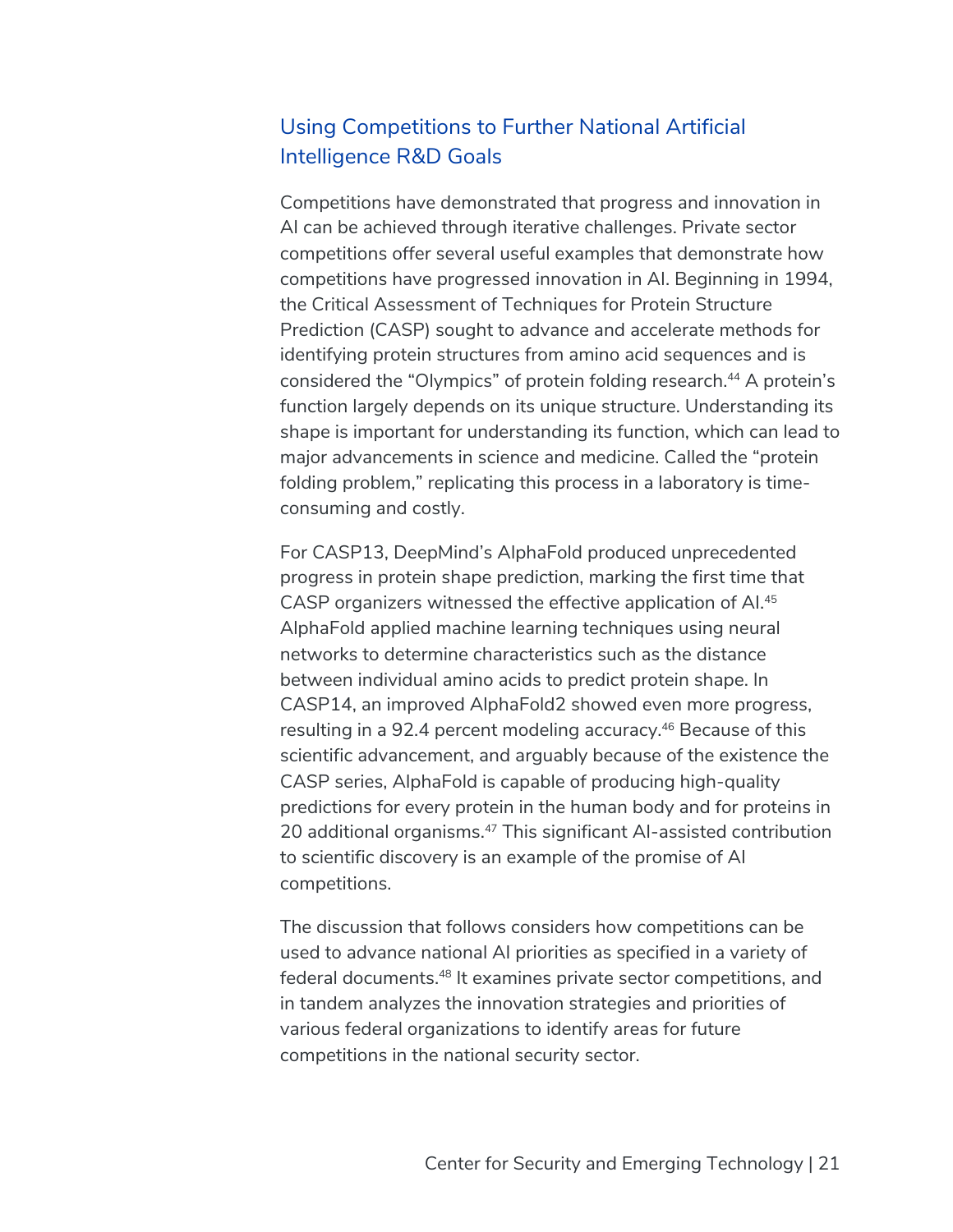## Using Competitions to Further National Artificial Intelligence R&D Goals

Competitions have demonstrated that progress and innovation in AI can be achieved through iterative challenges. Private sector competitions offer several useful examples that demonstrate how competitions have progressed innovation in AI. Beginning in 1994, the Critical Assessment of Techniques for Protein Structure Prediction (CASP) sought to advance and accelerate methods for identifying protein structures from amino acid sequences and is considered the "Olympics" of protein folding research.[44] A protein's function largely depends on its unique structure. Understanding its shape is important for understanding its function, which can lead to major advancements in science and medicine. Called the "protein folding problem," replicating this process in a laboratory is time-consuming and costly.

For CASP13, DeepMind's AlphaFold produced unprecedented progress in protein shape prediction, marking the first time that CASP organizers witnessed the effective application of AI.[45] AlphaFold applied machine learning techniques using neural networks to determine characteristics such as the distance between individual amino acids to predict protein shape. In CASP14, an improved AlphaFold2 showed even more progress, resulting in a 92.4 percent modeling accuracy.[46] Because of this scientific advancement, and arguably because of the existence the CASP series, AlphaFold is capable of producing high-quality predictions for every protein in the human body and for proteins in 20 additional organisms.[47] This significant AI-assisted contribution to scientific discovery is an example of the promise of AI competitions.

The discussion that follows considers how competitions can be used to advance national AI priorities as specified in a variety of federal documents.[48] It examines private sector competitions, and in tandem analyzes the innovation strategies and priorities of various federal organizations to identify areas for future competitions in the national security sector.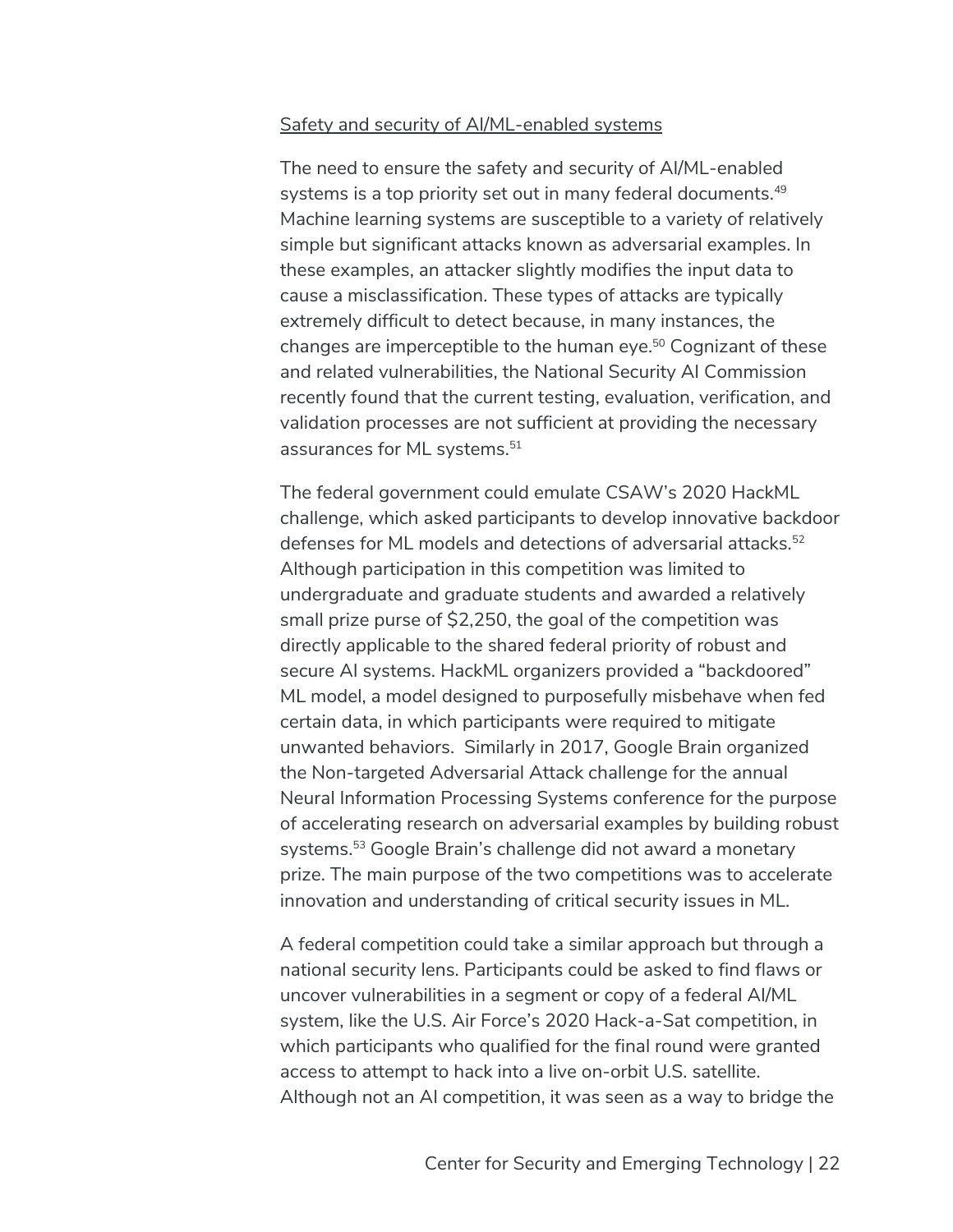Safety and security of AI/ML-enabled systems

The need to ensure the safety and security of AI/ML-enabled systems is a top priority set out in many federal documents.[49] Machine learning systems are susceptible to a variety of relatively simple but significant attacks known as adversarial examples. In these examples, an attacker slightly modifies the input data to cause a misclassification. These types of attacks are typically extremely difficult to detect because, in many instances, the changes are imperceptible to the human eye.[50] Cognizant of these and related vulnerabilities, the National Security AI Commission recently found that the current testing, evaluation, verification, and validation processes are not sufficient at providing the necessary assurances for ML systems.[51]

The federal government could emulate CSAW's 2020 HackML challenge, which asked participants to develop innovative backdoor defenses for ML models and detections of adversarial attacks.[52] Although participation in this competition was limited to undergraduate and graduate students and awarded a relatively small prize purse of $2,250, the goal of the competition was directly applicable to the shared federal priority of robust and secure AI systems. HackML organizers provided a "backdoored" ML model, a model designed to purposefully misbehave when fed certain data, in which participants were required to mitigate unwanted behaviors. Similarly in 2017, Google Brain organized the Non-targeted Adversarial Attack challenge for the annual Neural Information Processing Systems conference for the purpose of accelerating research on adversarial examples by building robust systems.[53] Google Brain's challenge did not award a monetary prize. The main purpose of the two competitions was to accelerate innovation and understanding of critical security issues in ML.

A federal competition could take a similar approach but through a national security lens. Participants could be asked to find flaws or uncover vulnerabilities in a segment or copy of a federal AI/ML system, like the U.S. Air Force's 2020 Hack-a-Sat competition, in which participants who qualified for the final round were granted access to attempt to hack into a live on-orbit U.S. satellite. Although not an AI competition, it was seen as a way to bridge the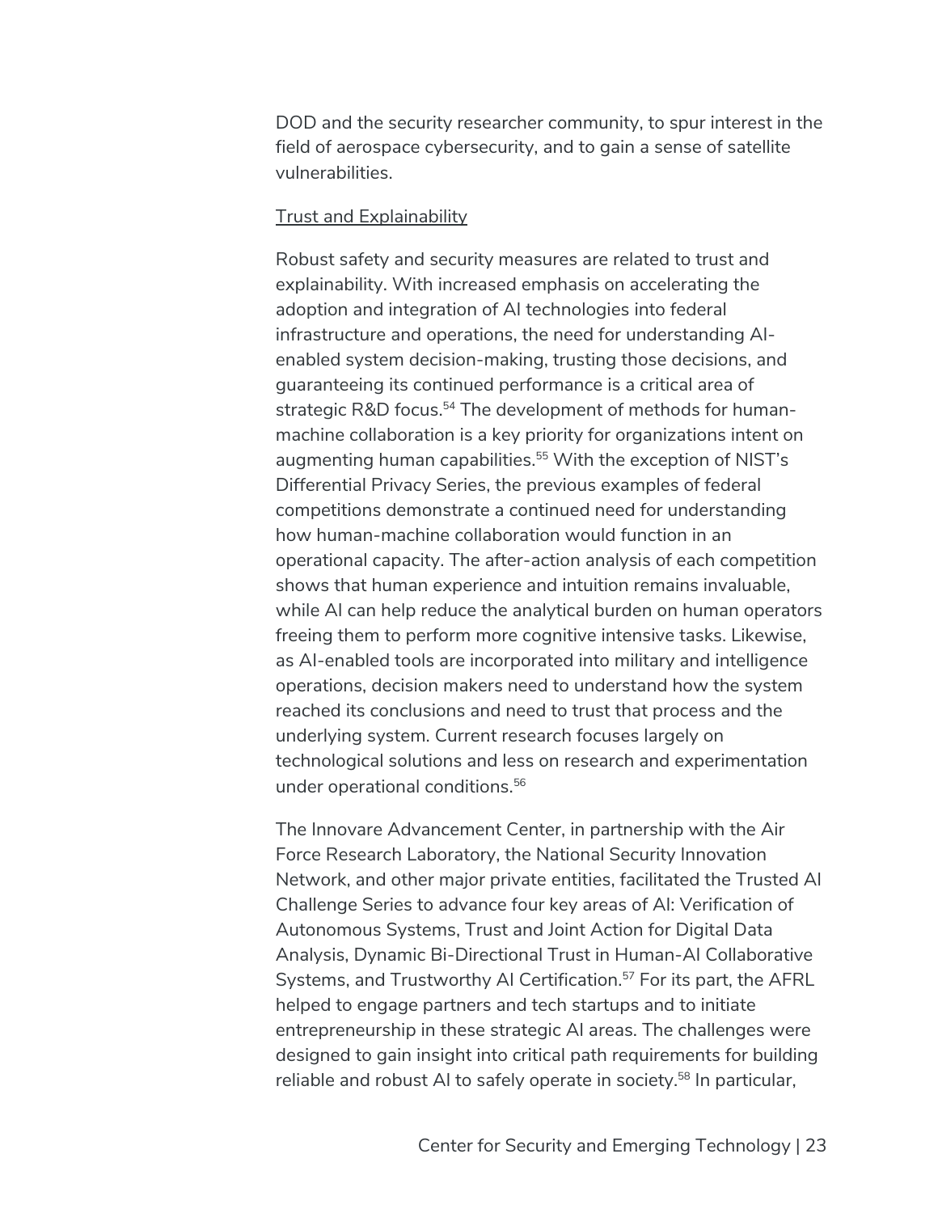DOD and the security researcher community, to spur interest in the field of aerospace cybersecurity, and to gain a sense of satellite vulnerabilities.

Trust and Explainability

Robust safety and security measures are related to trust and explainability. With increased emphasis on accelerating the adoption and integration of AI technologies into federal infrastructure and operations, the need for understanding AI-enabled system decision-making, trusting those decisions, and guaranteeing its continued performance is a critical area of strategic R&D focus.[54] The development of methods for human-machine collaboration is a key priority for organizations intent on augmenting human capabilities.[55] With the exception of NIST's Differential Privacy Series, the previous examples of federal competitions demonstrate a continued need for understanding how human-machine collaboration would function in an operational capacity. The after-action analysis of each competition shows that human experience and intuition remains invaluable, while AI can help reduce the analytical burden on human operators freeing them to perform more cognitive intensive tasks. Likewise, as AI-enabled tools are incorporated into military and intelligence operations, decision makers need to understand how the system reached its conclusions and need to trust that process and the underlying system. Current research focuses largely on technological solutions and less on research and experimentation under operational conditions.[56]

The Innovare Advancement Center, in partnership with the Air Force Research Laboratory, the National Security Innovation Network, and other major private entities, facilitated the Trusted AI Challenge Series to advance four key areas of AI: Verification of Autonomous Systems, Trust and Joint Action for Digital Data Analysis, Dynamic Bi-Directional Trust in Human-AI Collaborative Systems, and Trustworthy AI Certification.[57] For its part, the AFRL helped to engage partners and tech startups and to initiate entrepreneurship in these strategic AI areas. The challenges were designed to gain insight into critical path requirements for building reliable and robust AI to safely operate in society.[58] In particular,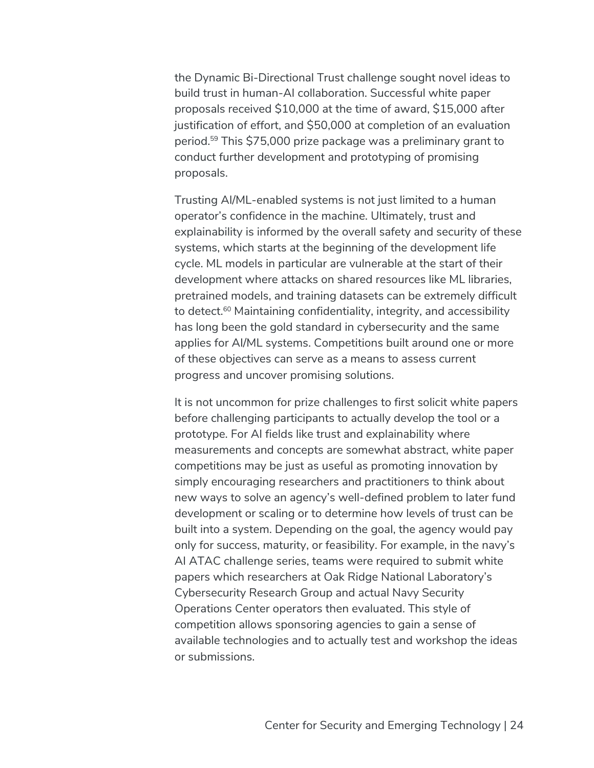the Dynamic Bi-Directional Trust challenge sought novel ideas to build trust in human-AI collaboration. Successful white paper proposals received $10,000 at the time of award, $15,000 after justification of effort, and $50,000 at completion of an evaluation period.[59] This $75,000 prize package was a preliminary grant to conduct further development and prototyping of promising proposals.

Trusting AI/ML-enabled systems is not just limited to a human operator's confidence in the machine. Ultimately, trust and explainability is informed by the overall safety and security of these systems, which starts at the beginning of the development life cycle. ML models in particular are vulnerable at the start of their development where attacks on shared resources like ML libraries, pretrained models, and training datasets can be extremely difficult to detect.[60] Maintaining confidentiality, integrity, and accessibility has long been the gold standard in cybersecurity and the same applies for AI/ML systems. Competitions built around one or more of these objectives can serve as a means to assess current progress and uncover promising solutions.

It is not uncommon for prize challenges to first solicit white papers before challenging participants to actually develop the tool or a prototype. For AI fields like trust and explainability where measurements and concepts are somewhat abstract, white paper competitions may be just as useful as promoting innovation by simply encouraging researchers and practitioners to think about new ways to solve an agency's well-defined problem to later fund development or scaling or to determine how levels of trust can be built into a system. Depending on the goal, the agency would pay only for success, maturity, or feasibility. For example, in the navy's AI ATAC challenge series, teams were required to submit white papers which researchers at Oak Ridge National Laboratory's Cybersecurity Research Group and actual Navy Security Operations Center operators then evaluated. This style of competition allows sponsoring agencies to gain a sense of available technologies and to actually test and workshop the ideas or submissions.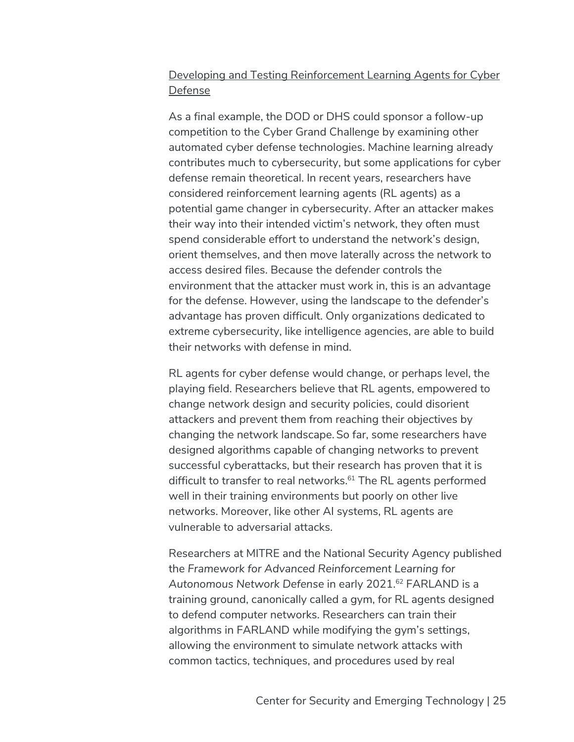Developing and Testing Reinforcement Learning Agents for Cyber Defense

As a final example, the DOD or DHS could sponsor a follow-up competition to the Cyber Grand Challenge by examining other automated cyber defense technologies. Machine learning already contributes much to cybersecurity, but some applications for cyber defense remain theoretical. In recent years, researchers have considered reinforcement learning agents (RL agents) as a potential game changer in cybersecurity. After an attacker makes their way into their intended victim's network, they often must spend considerable effort to understand the network's design, orient themselves, and then move laterally across the network to access desired files. Because the defender controls the environment that the attacker must work in, this is an advantage for the defense. However, using the landscape to the defender's advantage has proven difficult. Only organizations dedicated to extreme cybersecurity, like intelligence agencies, are able to build their networks with defense in mind.

RL agents for cyber defense would change, or perhaps level, the playing field. Researchers believe that RL agents, empowered to change network design and security policies, could disorient attackers and prevent them from reaching their objectives by changing the network landscape. So far, some researchers have designed algorithms capable of changing networks to prevent successful cyberattacks, but their research has proven that it is difficult to transfer to real networks.[61] The RL agents performed well in their training environments but poorly on other live networks. Moreover, like other AI systems, RL agents are vulnerable to adversarial attacks.

Researchers at MITRE and the National Security Agency published the *Framework for Advanced Reinforcement Learning for Autonomous Network Defense* in early 2021.[62] FARLAND is a training ground, canonically called a gym, for RL agents designed to defend computer networks. Researchers can train their algorithms in FARLAND while modifying the gym's settings, allowing the environment to simulate network attacks with common tactics, techniques, and procedures used by real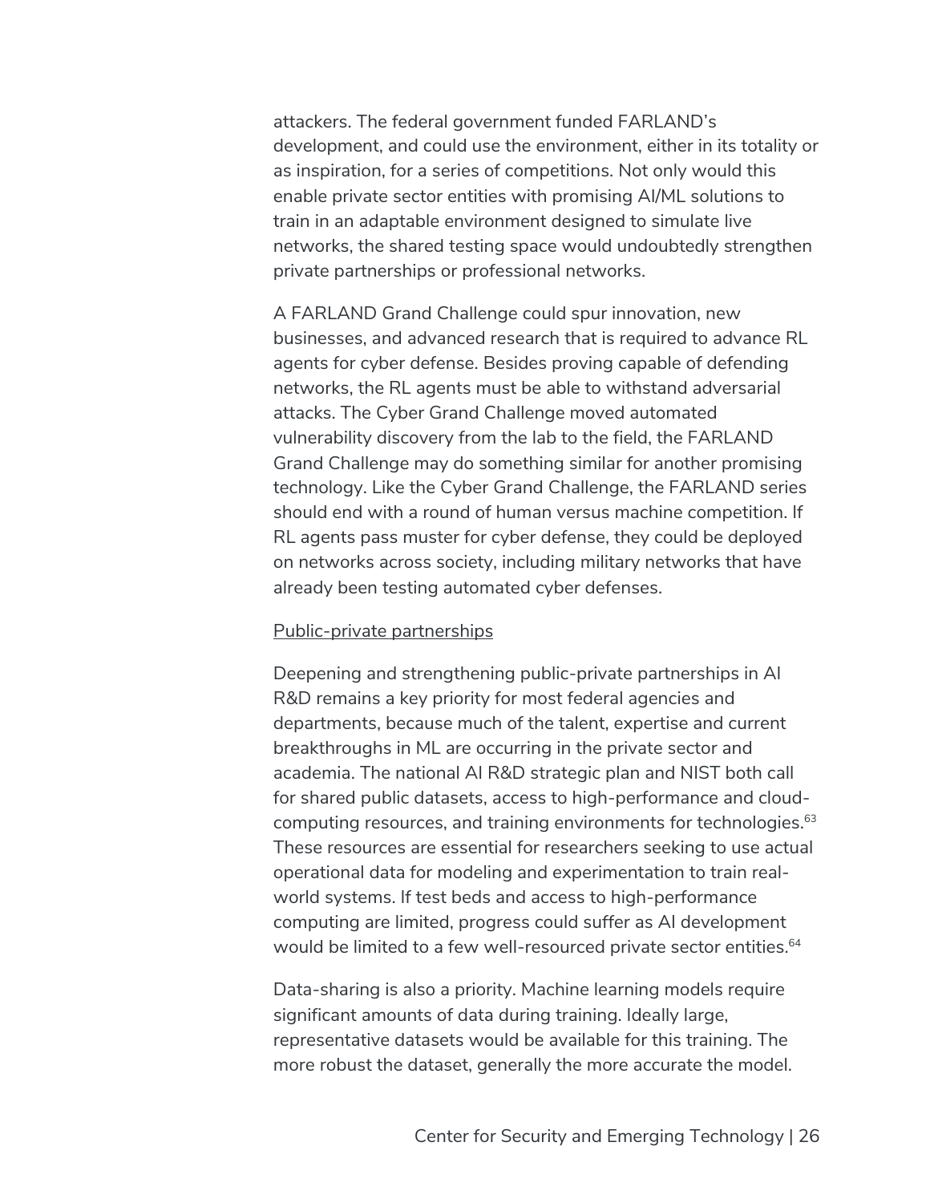attackers. The federal government funded FARLAND's development, and could use the environment, either in its totality or as inspiration, for a series of competitions. Not only would this enable private sector entities with promising AI/ML solutions to train in an adaptable environment designed to simulate live networks, the shared testing space would undoubtedly strengthen private partnerships or professional networks.

A FARLAND Grand Challenge could spur innovation, new businesses, and advanced research that is required to advance RL agents for cyber defense. Besides proving capable of defending networks, the RL agents must be able to withstand adversarial attacks. The Cyber Grand Challenge moved automated vulnerability discovery from the lab to the field, the FARLAND Grand Challenge may do something similar for another promising technology. Like the Cyber Grand Challenge, the FARLAND series should end with a round of human versus machine competition. If RL agents pass muster for cyber defense, they could be deployed on networks across society, including military networks that have already been testing automated cyber defenses.

Public-private partnerships

Deepening and strengthening public-private partnerships in AI R&D remains a key priority for most federal agencies and departments, because much of the talent, expertise and current breakthroughs in ML are occurring in the private sector and academia. The national AI R&D strategic plan and NIST both call for shared public datasets, access to high-performance and cloud-computing resources, and training environments for technologies.[63] These resources are essential for researchers seeking to use actual operational data for modeling and experimentation to train real-world systems. If test beds and access to high-performance computing are limited, progress could suffer as AI development would be limited to a few well-resourced private sector entities.[64]

Data-sharing is also a priority. Machine learning models require significant amounts of data during training. Ideally large, representative datasets would be available for this training. The more robust the dataset, generally the more accurate the model.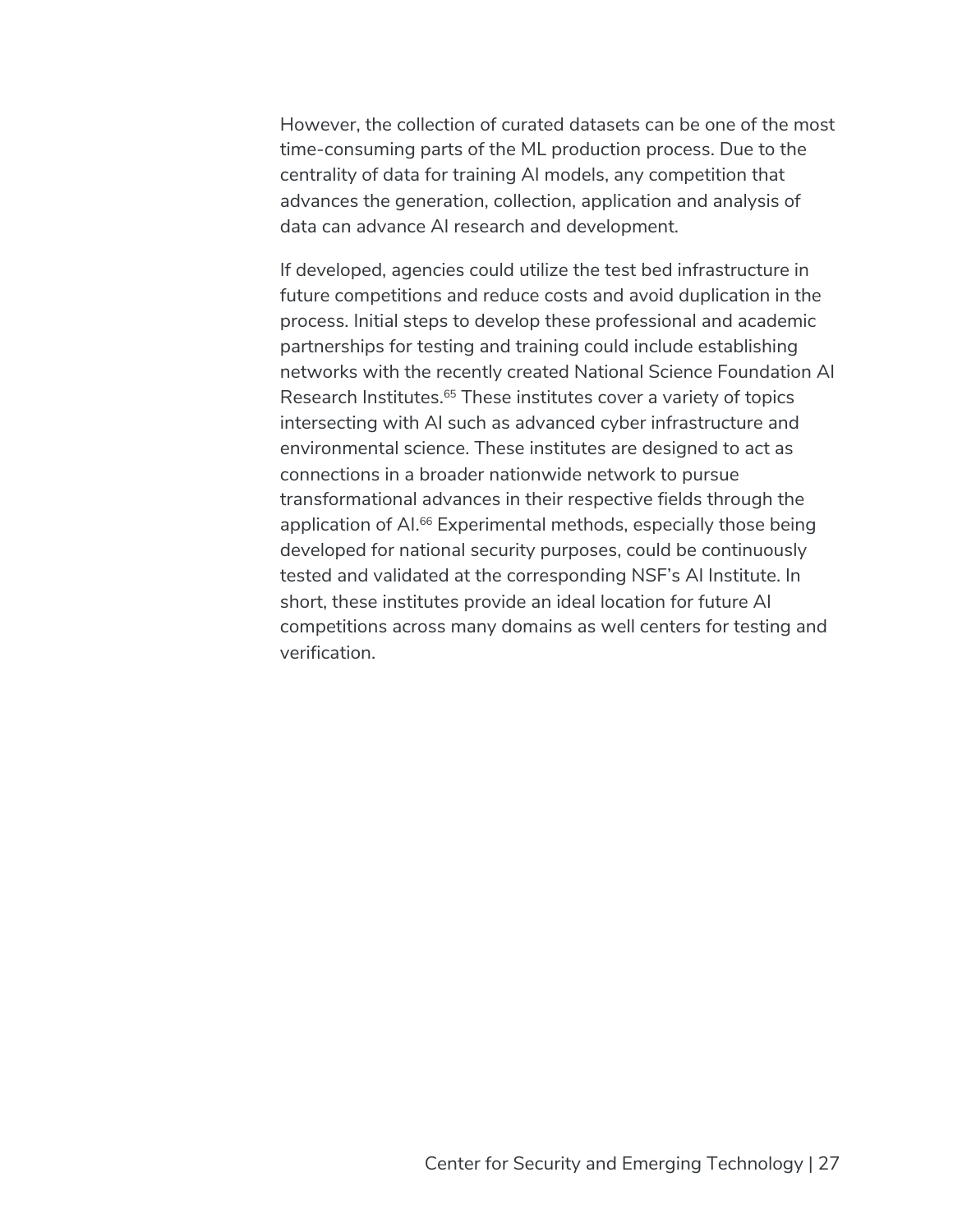However, the collection of curated datasets can be one of the most time-consuming parts of the ML production process. Due to the centrality of data for training AI models, any competition that advances the generation, collection, application and analysis of data can advance AI research and development.

If developed, agencies could utilize the test bed infrastructure in future competitions and reduce costs and avoid duplication in the process. Initial steps to develop these professional and academic partnerships for testing and training could include establishing networks with the recently created National Science Foundation AI Research Institutes.[65] These institutes cover a variety of topics intersecting with AI such as advanced cyber infrastructure and environmental science. These institutes are designed to act as connections in a broader nationwide network to pursue transformational advances in their respective fields through the application of AI.[66] Experimental methods, especially those being developed for national security purposes, could be continuously tested and validated at the corresponding NSF's AI Institute. In short, these institutes provide an ideal location for future AI competitions across many domains as well centers for testing and verification.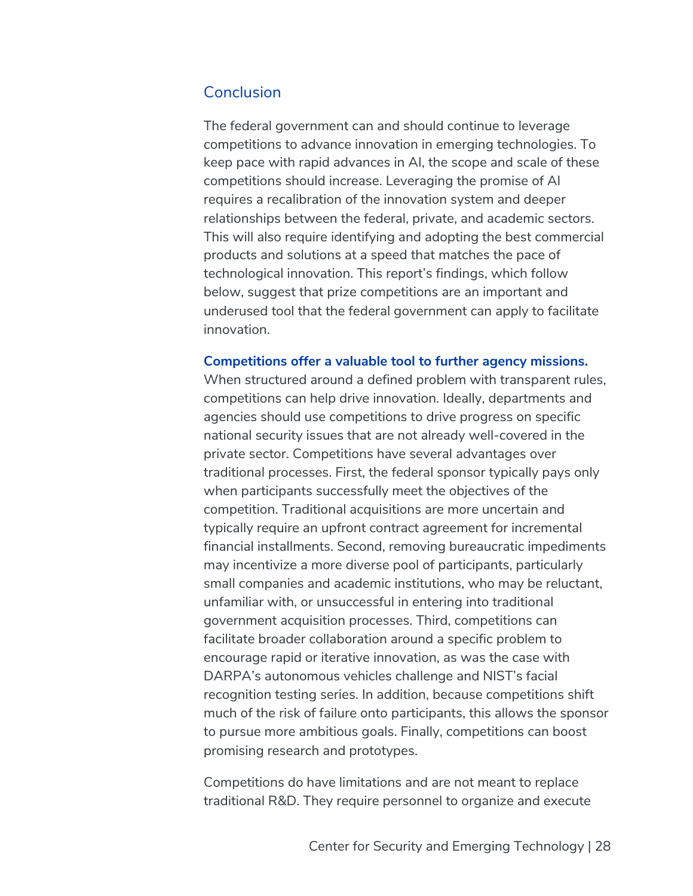## Conclusion

The federal government can and should continue to leverage competitions to advance innovation in emerging technologies. To keep pace with rapid advances in AI, the scope and scale of these competitions should increase. Leveraging the promise of AI requires a recalibration of the innovation system and deeper relationships between the federal, private, and academic sectors. This will also require identifying and adopting the best commercial products and solutions at a speed that matches the pace of technological innovation. This report's findings, which follow below, suggest that prize competitions are an important and underused tool that the federal government can apply to facilitate innovation.

**Competitions offer a valuable tool to further agency missions.** When structured around a defined problem with transparent rules, competitions can help drive innovation. Ideally, departments and agencies should use competitions to drive progress on specific national security issues that are not already well-covered in the private sector. Competitions have several advantages over traditional processes. First, the federal sponsor typically pays only when participants successfully meet the objectives of the competition. Traditional acquisitions are more uncertain and typically require an upfront contract agreement for incremental financial installments. Second, removing bureaucratic impediments may incentivize a more diverse pool of participants, particularly small companies and academic institutions, who may be reluctant, unfamiliar with, or unsuccessful in entering into traditional government acquisition processes. Third, competitions can facilitate broader collaboration around a specific problem to encourage rapid or iterative innovation, as was the case with DARPA's autonomous vehicles challenge and NIST's facial recognition testing series. In addition, because competitions shift much of the risk of failure onto participants, this allows the sponsor to pursue more ambitious goals. Finally, competitions can boost promising research and prototypes.

Competitions do have limitations and are not meant to replace traditional R&D. They require personnel to organize and execute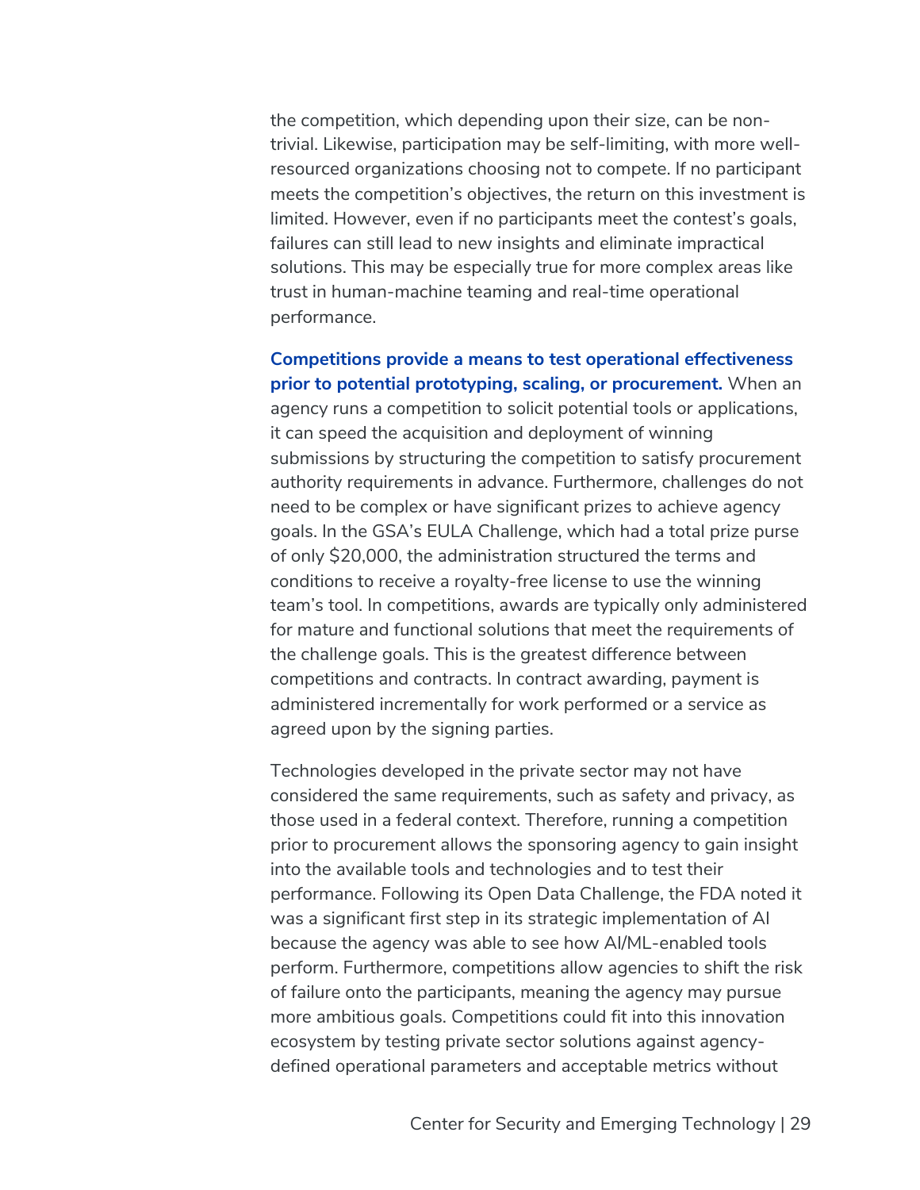the competition, which depending upon their size, can be non-trivial. Likewise, participation may be self-limiting, with more well-resourced organizations choosing not to compete. If no participant meets the competition's objectives, the return on this investment is limited. However, even if no participants meet the contest's goals, failures can still lead to new insights and eliminate impractical solutions. This may be especially true for more complex areas like trust in human-machine teaming and real-time operational performance.

**Competitions provide a means to test operational effectiveness prior to potential prototyping, scaling, or procurement.** When an agency runs a competition to solicit potential tools or applications, it can speed the acquisition and deployment of winning submissions by structuring the competition to satisfy procurement authority requirements in advance. Furthermore, challenges do not need to be complex or have significant prizes to achieve agency goals. In the GSA's EULA Challenge, which had a total prize purse of only $20,000, the administration structured the terms and conditions to receive a royalty-free license to use the winning team's tool. In competitions, awards are typically only administered for mature and functional solutions that meet the requirements of the challenge goals. This is the greatest difference between competitions and contracts. In contract awarding, payment is administered incrementally for work performed or a service as agreed upon by the signing parties.

Technologies developed in the private sector may not have considered the same requirements, such as safety and privacy, as those used in a federal context. Therefore, running a competition prior to procurement allows the sponsoring agency to gain insight into the available tools and technologies and to test their performance. Following its Open Data Challenge, the FDA noted it was a significant first step in its strategic implementation of AI because the agency was able to see how AI/ML-enabled tools perform. Furthermore, competitions allow agencies to shift the risk of failure onto the participants, meaning the agency may pursue more ambitious goals. Competitions could fit into this innovation ecosystem by testing private sector solutions against agency-defined operational parameters and acceptable metrics without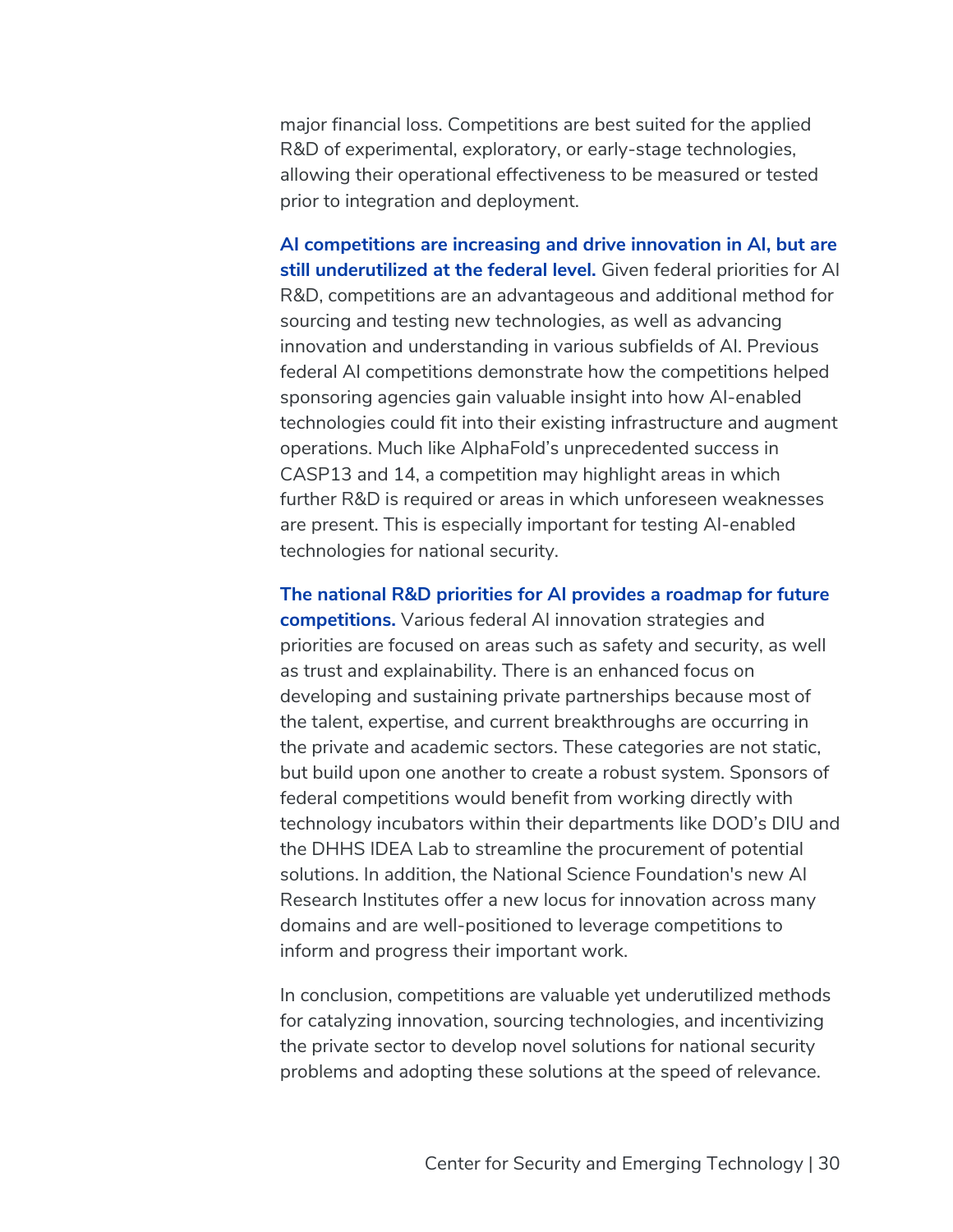major financial loss. Competitions are best suited for the applied R&D of experimental, exploratory, or early-stage technologies, allowing their operational effectiveness to be measured or tested prior to integration and deployment.

**AI competitions are increasing and drive innovation in AI, but are still underutilized at the federal level.** Given federal priorities for AI R&D, competitions are an advantageous and additional method for sourcing and testing new technologies, as well as advancing innovation and understanding in various subfields of AI. Previous federal AI competitions demonstrate how the competitions helped sponsoring agencies gain valuable insight into how AI-enabled technologies could fit into their existing infrastructure and augment operations. Much like AlphaFold's unprecedented success in CASP13 and 14, a competition may highlight areas in which further R&D is required or areas in which unforeseen weaknesses are present. This is especially important for testing AI-enabled technologies for national security.

**The national R&D priorities for AI provides a roadmap for future competitions.** Various federal AI innovation strategies and priorities are focused on areas such as safety and security, as well as trust and explainability. There is an enhanced focus on developing and sustaining private partnerships because most of the talent, expertise, and current breakthroughs are occurring in the private and academic sectors. These categories are not static, but build upon one another to create a robust system. Sponsors of federal competitions would benefit from working directly with technology incubators within their departments like DOD's DIU and the DHHS IDEA Lab to streamline the procurement of potential solutions. In addition, the National Science Foundation's new AI Research Institutes offer a new locus for innovation across many domains and are well-positioned to leverage competitions to inform and progress their important work.

In conclusion, competitions are valuable yet underutilized methods for catalyzing innovation, sourcing technologies, and incentivizing the private sector to develop novel solutions for national security problems and adopting these solutions at the speed of relevance.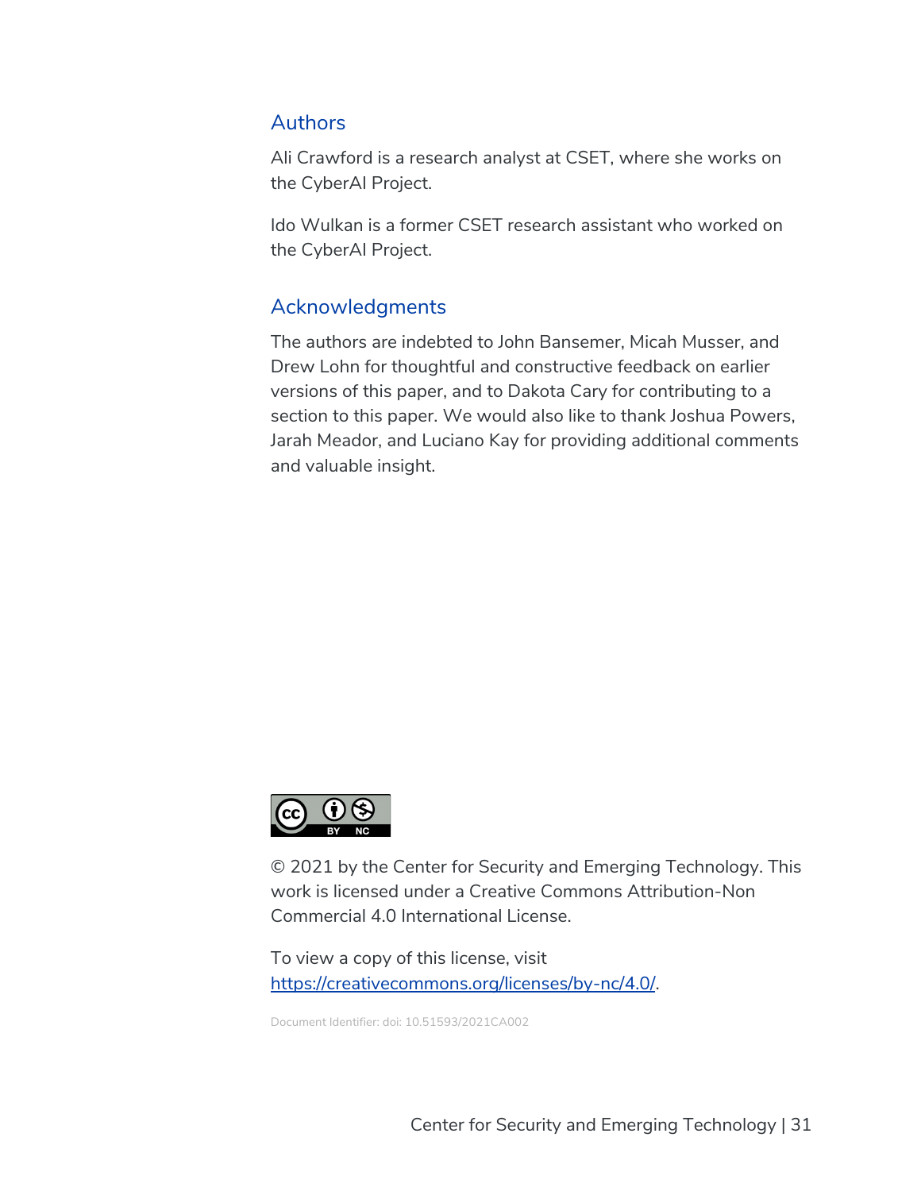## Authors

Ali Crawford is a research analyst at CSET, where she works on the CyberAI Project.

Ido Wulkan is a former CSET research assistant who worked on the CyberAI Project.

## Acknowledgments

The authors are indebted to John Bansemer, Micah Musser, and Drew Lohn for thoughtful and constructive feedback on earlier versions of this paper, and to Dakota Cary for contributing to a section to this paper. We would also like to thank Joshua Powers, Jarah Meador, and Luciano Kay for providing additional comments and valuable insight.

© 2021 by the Center for Security and Emerging Technology. This work is licensed under a Creative Commons Attribution-Non Commercial 4.0 International License.

To view a copy of this license, visit https://creativecommons.org/licenses/by-nc/4.0/.

Document Identifier: doi: 10.51593/2021CA002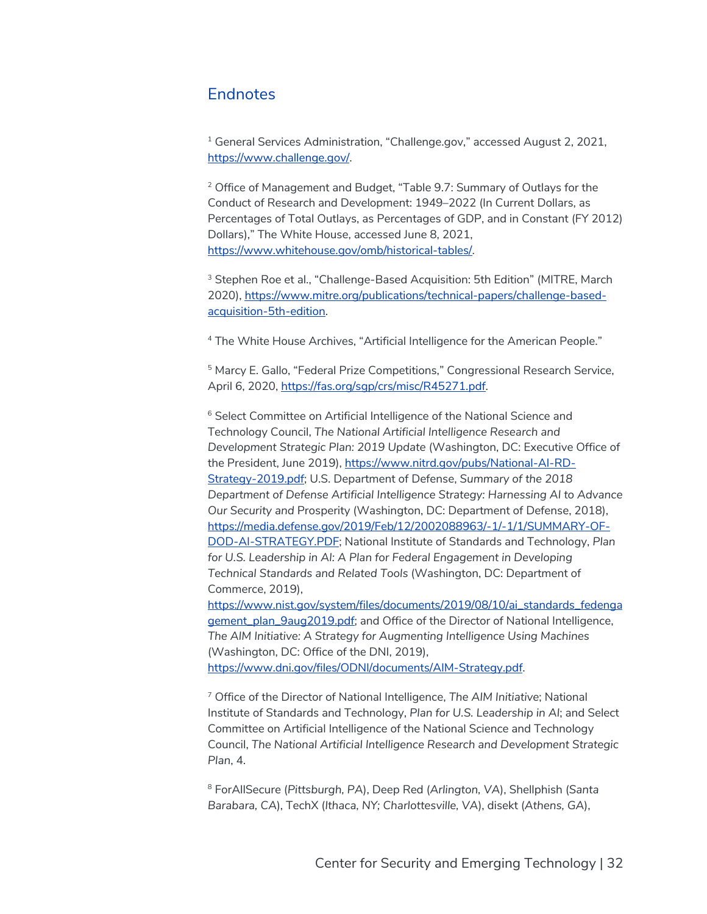## Endnotes

[1] General Services Administration, "Challenge.gov," accessed August 2, 2021, https://www.challenge.gov/.

[2] Office of Management and Budget, "Table 9.7: Summary of Outlays for the Conduct of Research and Development: 1949–2022 (In Current Dollars, as Percentages of Total Outlays, as Percentages of GDP, and in Constant (FY 2012) Dollars)," The White House, accessed June 8, 2021, https://www.whitehouse.gov/omb/historical-tables/.

[3] Stephen Roe et al., "Challenge-Based Acquisition: 5th Edition" (MITRE, March 2020), https://www.mitre.org/publications/technical-papers/challenge-based-acquisition-5th-edition.

[4] The White House Archives, "Artificial Intelligence for the American People."

[5] Marcy E. Gallo, "Federal Prize Competitions," Congressional Research Service, April 6, 2020, https://fas.org/sgp/crs/misc/R45271.pdf.

[6] Select Committee on Artificial Intelligence of the National Science and Technology Council, *The National Artificial Intelligence Research and Development Strategic Plan: 2019 Update* (Washington, DC: Executive Office of the President, June 2019), https://www.nitrd.gov/pubs/National-AI-RD-Strategy-2019.pdf; U.S. Department of Defense, *Summary of the 2018 Department of Defense Artificial Intelligence Strategy: Harnessing AI to Advance Our Security and* Prosperity (Washington, DC: Department of Defense, 2018), https://media.defense.gov/2019/Feb/12/2002088963/-1/-1/1/SUMMARY-OF-DOD-AI-STRATEGY.PDF; National Institute of Standards and Technology, *Plan for U.S. Leadership in AI: A Plan for Federal Engagement in Developing Technical Standards and Related Tools* (Washington, DC: Department of Commerce, 2019), https://www.nist.gov/system/files/documents/2019/08/10/ai_standards_fedengagement_plan_9aug2019.pdf; and Office of the Director of National Intelligence, *The AIM Initiative: A Strategy for Augmenting Intelligence Using Machines* (Washington, DC: Office of the DNI, 2019), https://www.dni.gov/files/ODNI/documents/AIM-Strategy.pdf.

[7] Office of the Director of National Intelligence, *The AIM Initiative*; National Institute of Standards and Technology, *Plan for U.S. Leadership in AI*; and Select Committee on Artificial Intelligence of the National Science and Technology Council, *The National Artificial Intelligence Research and Development Strategic Plan*, 4.

[8] ForAllSecure (*Pittsburgh, PA*), Deep Red (*Arlington, VA*), Shellphish (*Santa Barbara, CA*), TechX (*Ithaca, NY; Charlottesville, VA*), disekt (*Athens, GA*),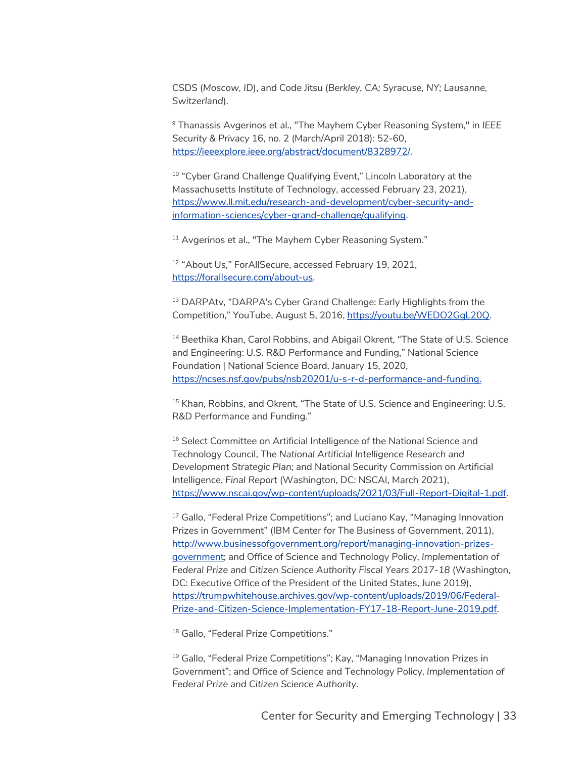CSDS (*Moscow, ID*), and Code Jitsu (*Berkley, CA; Syracuse, NY; Lausanne, Switzerland*).

[9] Thanassis Avgerinos et al., "The Mayhem Cyber Reasoning System," in *IEEE Security & Privacy* 16, no. 2 (March/April 2018): 52-60, https://ieeexplore.ieee.org/abstract/document/8328972/.

[10] "Cyber Grand Challenge Qualifying Event," Lincoln Laboratory at the Massachusetts Institute of Technology, accessed February 23, 2021), https://www.ll.mit.edu/research-and-development/cyber-security-and-information-sciences/cyber-grand-challenge/qualifying.

[11] Avgerinos et al., "The Mayhem Cyber Reasoning System."

[12] "About Us," ForAllSecure, accessed February 19, 2021, https://forallsecure.com/about-us.

[13] DARPAtv, "DARPA's Cyber Grand Challenge: Early Highlights from the Competition," YouTube, August 5, 2016, https://youtu.be/WEDO2GgL20Q.

[14] Beethika Khan, Carol Robbins, and Abigail Okrent, "The State of U.S. Science and Engineering: U.S. R&D Performance and Funding," National Science Foundation | National Science Board, January 15, 2020, https://ncses.nsf.gov/pubs/nsb20201/u-s-r-d-performance-and-funding.

[15] Khan, Robbins, and Okrent, "The State of U.S. Science and Engineering: U.S. R&D Performance and Funding."

[16] Select Committee on Artificial Intelligence of the National Science and Technology Council, *The National Artificial Intelligence Research and Development Strategic Plan*; and National Security Commission on Artificial Intelligence, *Final Report* (Washington, DC: NSCAI, March 2021), https://www.nscai.gov/wp-content/uploads/2021/03/Full-Report-Digital-1.pdf.

[17] Gallo, "Federal Prize Competitions"; and Luciano Kay, "Managing Innovation Prizes in Government" (IBM Center for The Business of Government, 2011), http://www.businessofgovernment.org/report/managing-innovation-prizes-government; and Office of Science and Technology Policy, *Implementation of Federal Prize and Citizen Science Authority Fiscal Years 2017-18* (Washington, DC: Executive Office of the President of the United States, June 2019), https://trumpwhitehouse.archives.gov/wp-content/uploads/2019/06/Federal-Prize-and-Citizen-Science-Implementation-FY17-18-Report-June-2019.pdf.

[18] Gallo, "Federal Prize Competitions."

[19] Gallo, "Federal Prize Competitions"; Kay, "Managing Innovation Prizes in Government"; and Office of Science and Technology Policy, *Implementation of Federal Prize and Citizen Science Authority*.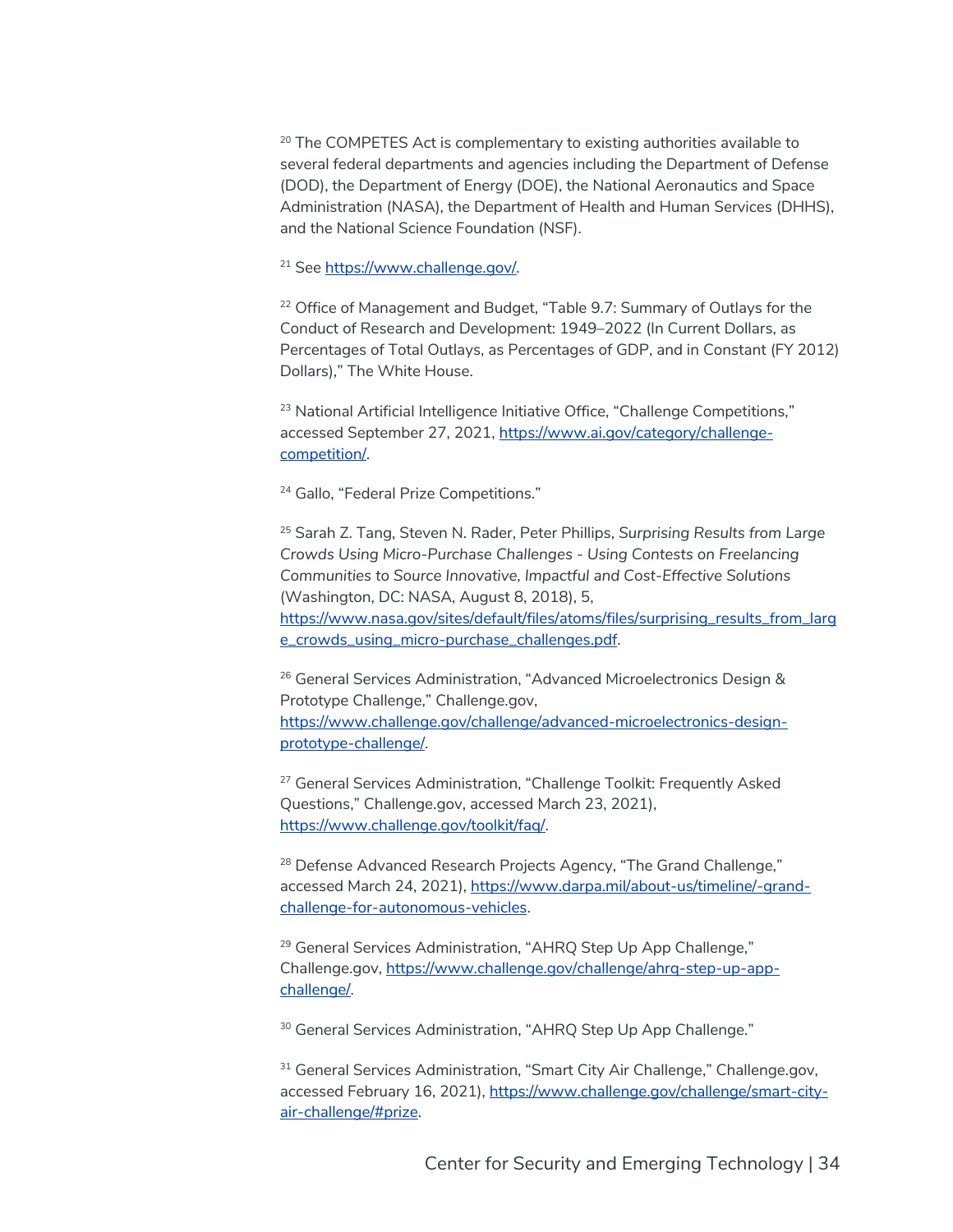[20] The COMPETES Act is complementary to existing authorities available to several federal departments and agencies including the Department of Defense (DOD), the Department of Energy (DOE), the National Aeronautics and Space Administration (NASA), the Department of Health and Human Services (DHHS), and the National Science Foundation (NSF).

[21] See https://www.challenge.gov/.

[22] Office of Management and Budget, "Table 9.7: Summary of Outlays for the Conduct of Research and Development: 1949–2022 (In Current Dollars, as Percentages of Total Outlays, as Percentages of GDP, and in Constant (FY 2012) Dollars)," The White House.

[23] National Artificial Intelligence Initiative Office, "Challenge Competitions," accessed September 27, 2021, https://www.ai.gov/category/challenge-competition/.

[24] Gallo, "Federal Prize Competitions."

[25] Sarah Z. Tang, Steven N. Rader, Peter Phillips, *Surprising Results from Large Crowds Using Micro-Purchase Challenges - Using Contests on Freelancing Communities to Source Innovative, Impactful and Cost-Effective Solutions* (Washington, DC: NASA, August 8, 2018), 5, https://www.nasa.gov/sites/default/files/atoms/files/surprising_results_from_large_crowds_using_micro-purchase_challenges.pdf.

[26] General Services Administration, "Advanced Microelectronics Design & Prototype Challenge," Challenge.gov, https://www.challenge.gov/challenge/advanced-microelectronics-design-prototype-challenge/.

[27] General Services Administration, "Challenge Toolkit: Frequently Asked Questions," Challenge.gov, accessed March 23, 2021), https://www.challenge.gov/toolkit/faq/.

[28] Defense Advanced Research Projects Agency, "The Grand Challenge," accessed March 24, 2021), https://www.darpa.mil/about-us/timeline/-grand-challenge-for-autonomous-vehicles.

[29] General Services Administration, "AHRQ Step Up App Challenge," Challenge.gov, https://www.challenge.gov/challenge/ahrq-step-up-app-challenge/.

[30] General Services Administration, "AHRQ Step Up App Challenge."

[31] General Services Administration, "Smart City Air Challenge," Challenge.gov, accessed February 16, 2021), https://www.challenge.gov/challenge/smart-city-air-challenge/#prize.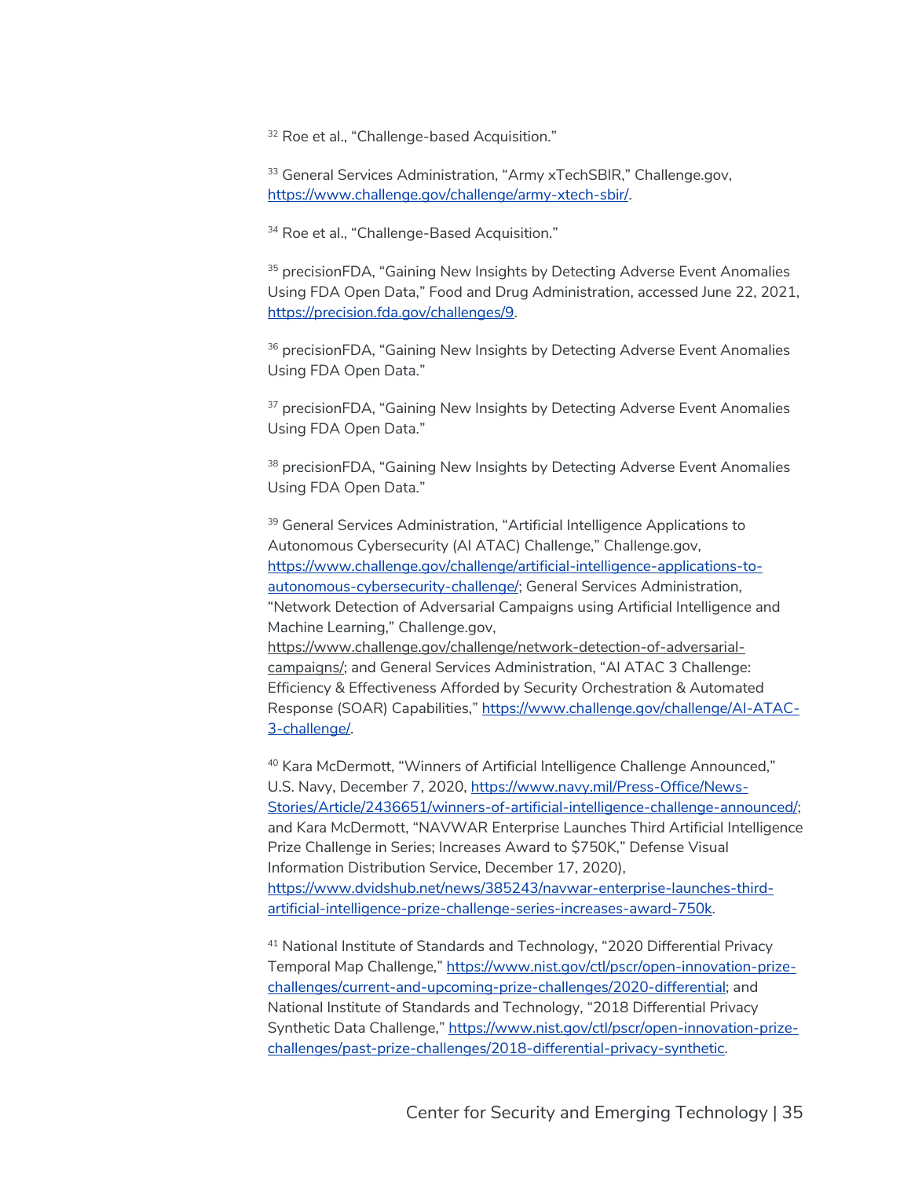[32] Roe et al., "Challenge-based Acquisition."

[33] General Services Administration, "Army xTechSBIR," Challenge.gov, https://www.challenge.gov/challenge/army-xtech-sbir/.

[34] Roe et al., "Challenge-Based Acquisition."

[35] precisionFDA, "Gaining New Insights by Detecting Adverse Event Anomalies Using FDA Open Data," Food and Drug Administration, accessed June 22, 2021, https://precision.fda.gov/challenges/9.

[36] precisionFDA, "Gaining New Insights by Detecting Adverse Event Anomalies Using FDA Open Data."

[37] precisionFDA, "Gaining New Insights by Detecting Adverse Event Anomalies Using FDA Open Data."

[38] precisionFDA, "Gaining New Insights by Detecting Adverse Event Anomalies Using FDA Open Data."

[39] General Services Administration, "Artificial Intelligence Applications to Autonomous Cybersecurity (AI ATAC) Challenge," Challenge.gov, https://www.challenge.gov/challenge/artificial-intelligence-applications-to-autonomous-cybersecurity-challenge/; General Services Administration, "Network Detection of Adversarial Campaigns using Artificial Intelligence and Machine Learning," Challenge.gov, https://www.challenge.gov/challenge/network-detection-of-adversarial-campaigns/; and General Services Administration, "AI ATAC 3 Challenge: Efficiency & Effectiveness Afforded by Security Orchestration & Automated Response (SOAR) Capabilities," https://www.challenge.gov/challenge/AI-ATAC-3-challenge/.

[40] Kara McDermott, "Winners of Artificial Intelligence Challenge Announced," U.S. Navy, December 7, 2020, https://www.navy.mil/Press-Office/News-Stories/Article/2436651/winners-of-artificial-intelligence-challenge-announced/; and Kara McDermott, "NAVWAR Enterprise Launches Third Artificial Intelligence Prize Challenge in Series; Increases Award to $750K," Defense Visual Information Distribution Service, December 17, 2020), https://www.dvidshub.net/news/385243/navwar-enterprise-launches-third-artificial-intelligence-prize-challenge-series-increases-award-750k.

[41] National Institute of Standards and Technology, "2020 Differential Privacy Temporal Map Challenge," https://www.nist.gov/ctl/pscr/open-innovation-prize-challenges/current-and-upcoming-prize-challenges/2020-differential; and National Institute of Standards and Technology, "2018 Differential Privacy Synthetic Data Challenge," https://www.nist.gov/ctl/pscr/open-innovation-prize-challenges/past-prize-challenges/2018-differential-privacy-synthetic.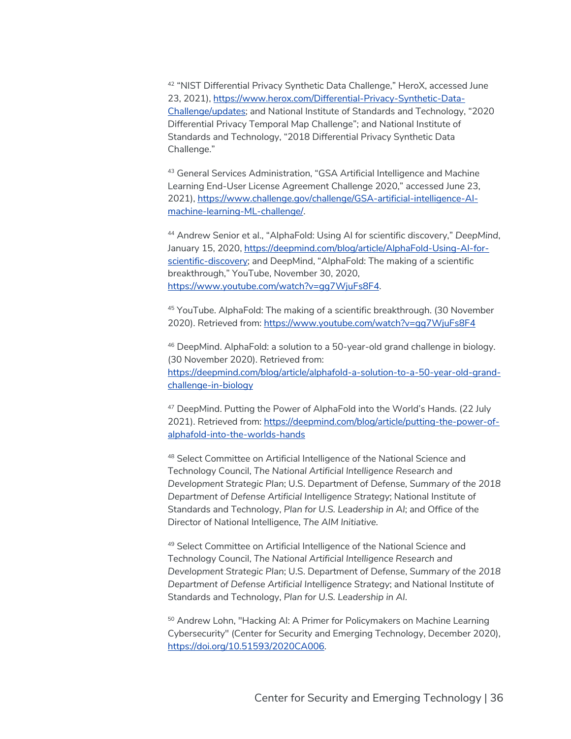[42] "NIST Differential Privacy Synthetic Data Challenge," HeroX, accessed June 23, 2021), https://www.herox.com/Differential-Privacy-Synthetic-Data-Challenge/updates; and National Institute of Standards and Technology, "2020 Differential Privacy Temporal Map Challenge"; and National Institute of Standards and Technology, "2018 Differential Privacy Synthetic Data Challenge."

[43] General Services Administration, "GSA Artificial Intelligence and Machine Learning End-User License Agreement Challenge 2020," accessed June 23, 2021), https://www.challenge.gov/challenge/GSA-artificial-intelligence-AI-machine-learning-ML-challenge/.

[44] Andrew Senior et al., "AlphaFold: Using AI for scientific discovery," *DeepMind*, January 15, 2020, https://deepmind.com/blog/article/AlphaFold-Using-AI-for-scientific-discovery; and DeepMind, "AlphaFold: The making of a scientific breakthrough," YouTube, November 30, 2020, https://www.youtube.com/watch?v=gg7WjuFs8F4.

[45] YouTube. AlphaFold: The making of a scientific breakthrough. (30 November 2020). Retrieved from: https://www.youtube.com/watch?v=gg7WjuFs8F4

[46] DeepMind. AlphaFold: a solution to a 50-year-old grand challenge in biology. (30 November 2020). Retrieved from: https://deepmind.com/blog/article/alphafold-a-solution-to-a-50-year-old-grand-challenge-in-biology

[47] DeepMind. Putting the Power of AlphaFold into the World's Hands. (22 July 2021). Retrieved from: https://deepmind.com/blog/article/putting-the-power-of-alphafold-into-the-worlds-hands

[48] Select Committee on Artificial Intelligence of the National Science and Technology Council, *The National Artificial Intelligence Research and Development Strategic Plan*; U.S. Department of Defense, *Summary of the 2018 Department of Defense Artificial Intelligence Strategy*; National Institute of Standards and Technology, *Plan for U.S. Leadership in AI*; and Office of the Director of National Intelligence, *The AIM Initiative.*

[49] Select Committee on Artificial Intelligence of the National Science and Technology Council, *The National Artificial Intelligence Research and Development Strategic Plan*; U.S. Department of Defense, *Summary of the 2018 Department of Defense Artificial Intelligence Strategy*; and National Institute of Standards and Technology, *Plan for U.S. Leadership in AI*.

[50] Andrew Lohn, "Hacking AI: A Primer for Policymakers on Machine Learning Cybersecurity" (Center for Security and Emerging Technology, December 2020), https://doi.org/10.51593/2020CA006.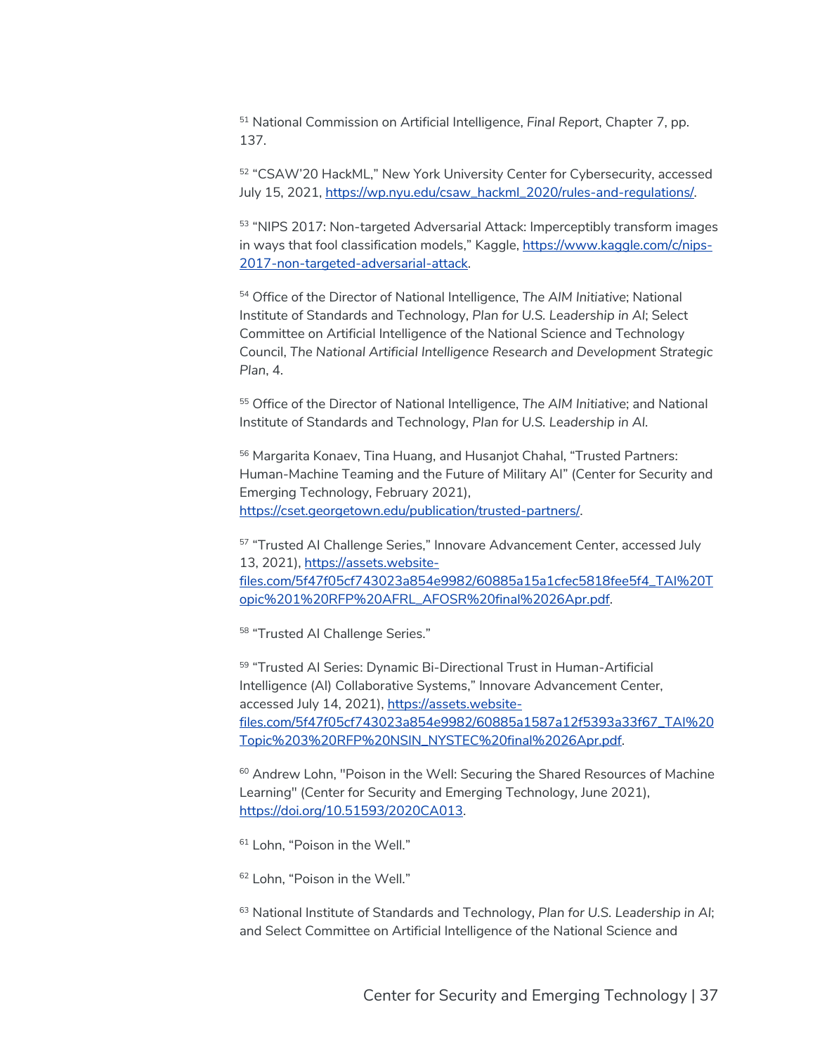[51] National Commission on Artificial Intelligence, *Final Report*, Chapter 7, pp. 137.

[52] "CSAW'20 HackML," New York University Center for Cybersecurity, accessed July 15, 2021, https://wp.nyu.edu/csaw_hackml_2020/rules-and-regulations/.

[53] "NIPS 2017: Non-targeted Adversarial Attack: Imperceptibly transform images in ways that fool classification models," Kaggle, https://www.kaggle.com/c/nips-2017-non-targeted-adversarial-attack.

[54] Office of the Director of National Intelligence, *The AIM Initiative*; National Institute of Standards and Technology, *Plan for U.S. Leadership in AI*; Select Committee on Artificial Intelligence of the National Science and Technology Council, *The National Artificial Intelligence Research and Development Strategic Plan*, 4.

[55] Office of the Director of National Intelligence, *The AIM Initiative*; and National Institute of Standards and Technology, *Plan for U.S. Leadership in AI.*

[56] Margarita Konaev, Tina Huang, and Husanjot Chahal, "Trusted Partners: Human-Machine Teaming and the Future of Military AI" (Center for Security and Emerging Technology, February 2021), https://cset.georgetown.edu/publication/trusted-partners/.

[57] "Trusted AI Challenge Series," Innovare Advancement Center, accessed July 13, 2021), https://assets.website-files.com/5f47f05cf743023a854e9982/60885a15a1cfec5818fee5f4_TAI%20Topic%201%20RFP%20AFRL_AFOSR%20final%2026Apr.pdf.

[58] "Trusted AI Challenge Series."

[59] "Trusted AI Series: Dynamic Bi-Directional Trust in Human-Artificial Intelligence (AI) Collaborative Systems," Innovare Advancement Center, accessed July 14, 2021), https://assets.website-files.com/5f47f05cf743023a854e9982/60885a1587a12f5393a33f67_TAI%20Topic%203%20RFP%20NSIN_NYSTEC%20final%2026Apr.pdf.

[60] Andrew Lohn, "Poison in the Well: Securing the Shared Resources of Machine Learning" (Center for Security and Emerging Technology, June 2021), https://doi.org/10.51593/2020CA013.

[61] Lohn, "Poison in the Well."

[62] Lohn, "Poison in the Well."

[63] National Institute of Standards and Technology, *Plan for U.S. Leadership in AI*; and Select Committee on Artificial Intelligence of the National Science and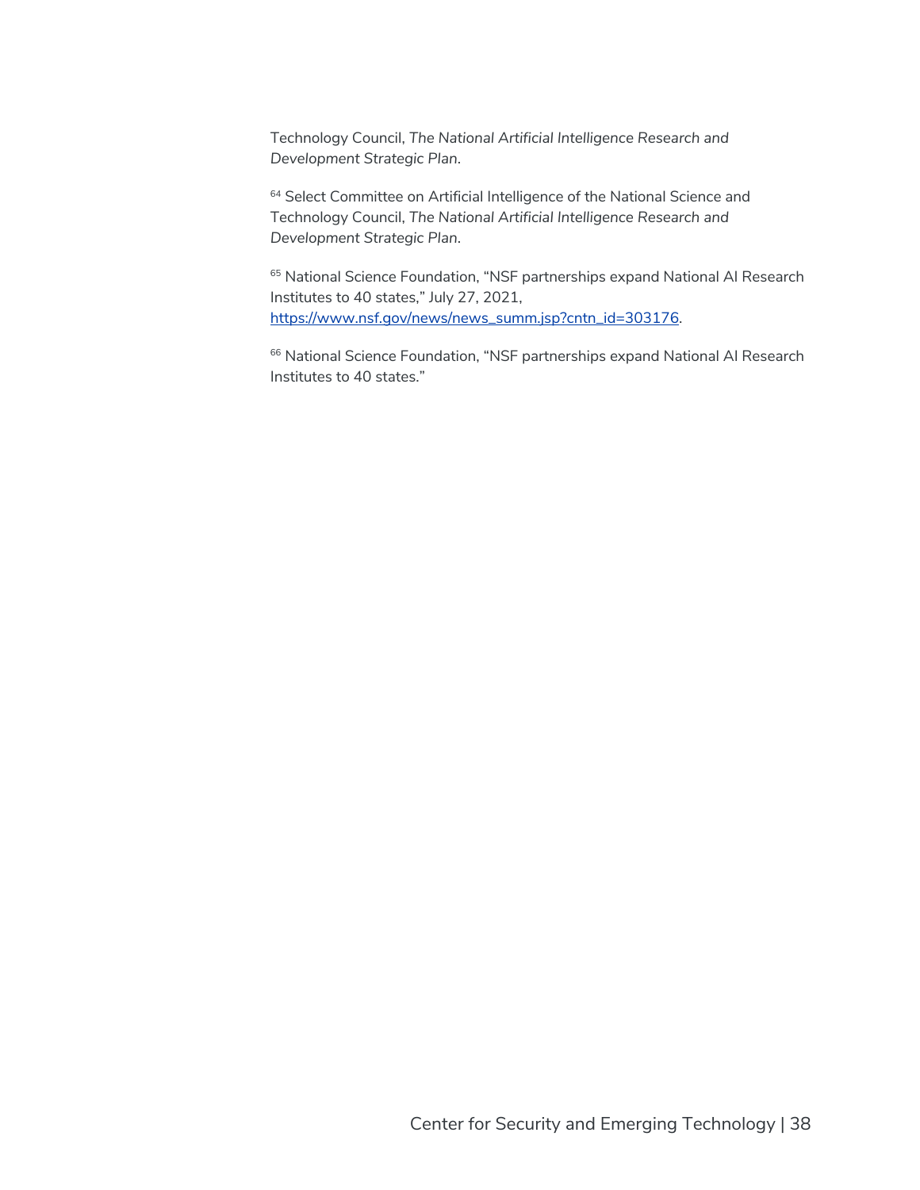Technology Council, *The National Artificial Intelligence Research and Development Strategic Plan.*

[64] Select Committee on Artificial Intelligence of the National Science and Technology Council, *The National Artificial Intelligence Research and Development Strategic Plan.*

[65] National Science Foundation, "NSF partnerships expand National AI Research Institutes to 40 states," July 27, 2021, https://www.nsf.gov/news/news_summ.jsp?cntn_id=303176.

[66] National Science Foundation, "NSF partnerships expand National AI Research Institutes to 40 states."